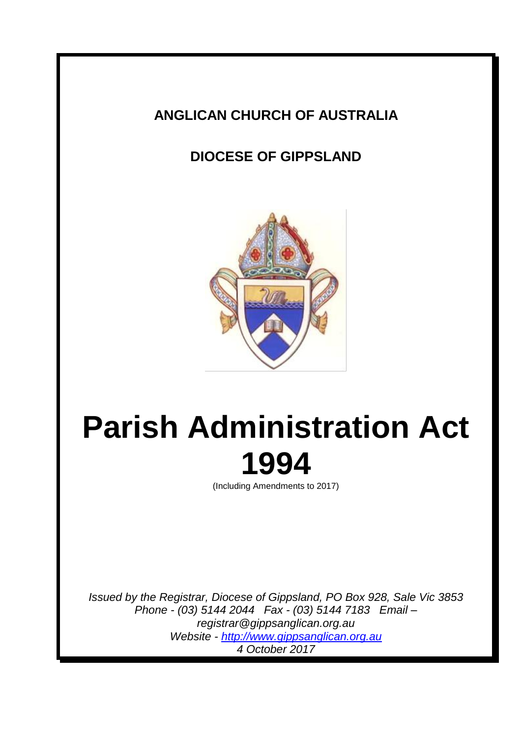**ANGLICAN CHURCH OF AUSTRALIA**

**DIOCESE OF GIPPSLAND**

# Parish Administration Act 1994

(Including Amendments to 2017)

*Issued by the Registrar, Diocese of Gippsland, PO Box 928, Sale Vic 3853*
*Phone - (03) 5144 2044 Fax - (03) 5144 7183 Email – registrar@gippsanglican.org.au*
*Website - [http://www.gippsanglican.org.au](http://www.gippsanglican.org.au)*
*4 October 2017*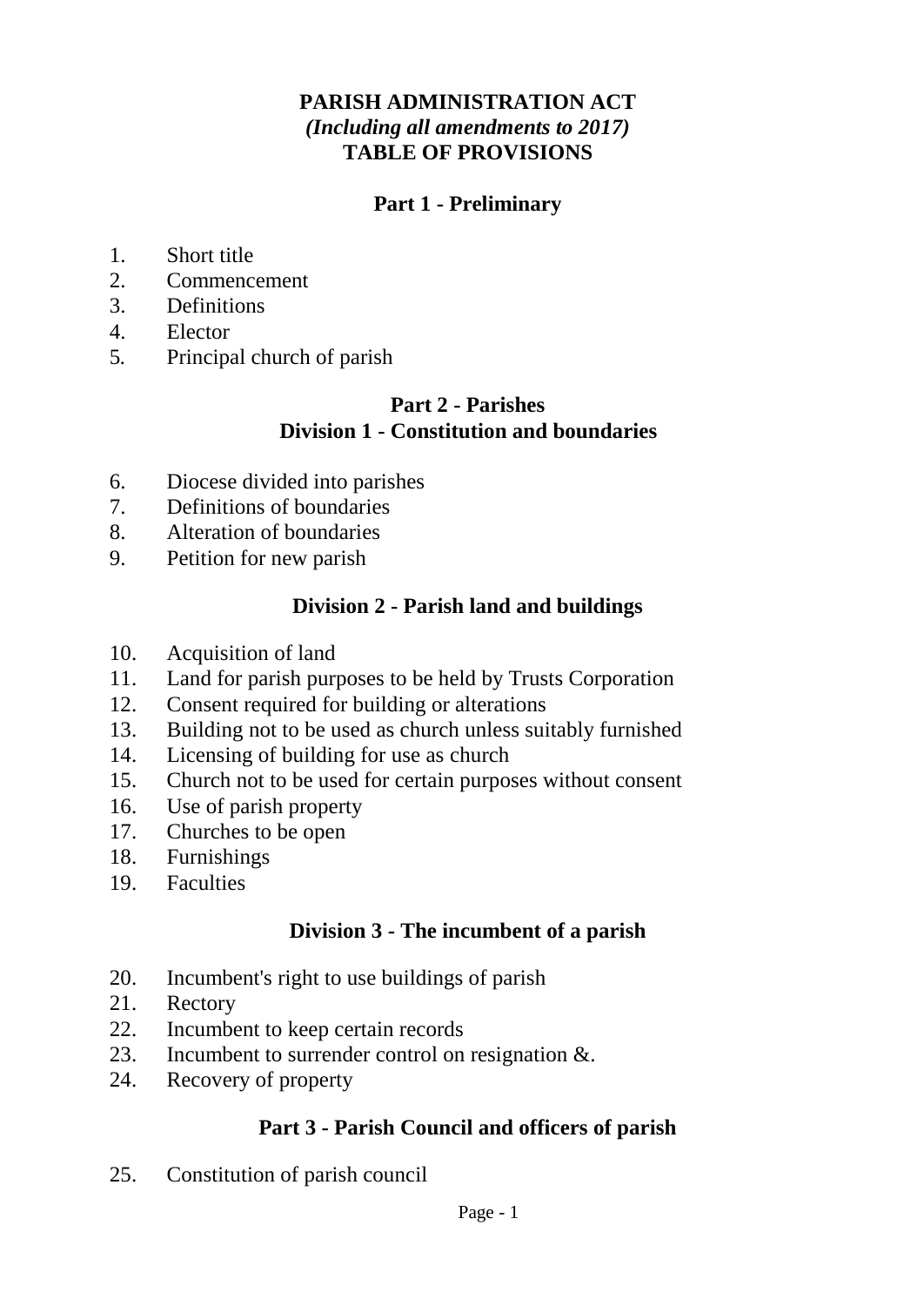# PARISH ADMINISTRATION ACT

***(Including all amendments to 2017)***

**TABLE OF PROVISIONS**

## Part 1 - Preliminary

1. Short title
2. Commencement
3. Definitions
4. Elector
5. Principal church of parish

## Part 2 - Parishes

### Division 1 - Constitution and boundaries

6. Diocese divided into parishes
7. Definitions of boundaries
8. Alteration of boundaries
9. Petition for new parish

### Division 2 - Parish land and buildings

10. Acquisition of land
11. Land for parish purposes to be held by Trusts Corporation
12. Consent required for building or alterations
13. Building not to be used as church unless suitably furnished
14. Licensing of building for use as church
15. Church not to be used for certain purposes without consent
16. Use of parish property
17. Churches to be open
18. Furnishings
19. Faculties

### Division 3 - The incumbent of a parish

20. Incumbent's right to use buildings of parish
21. Rectory
22. Incumbent to keep certain records
23. Incumbent to surrender control on resignation &.
24. Recovery of property

## Part 3 - Parish Council and officers of parish

25. Constitution of parish council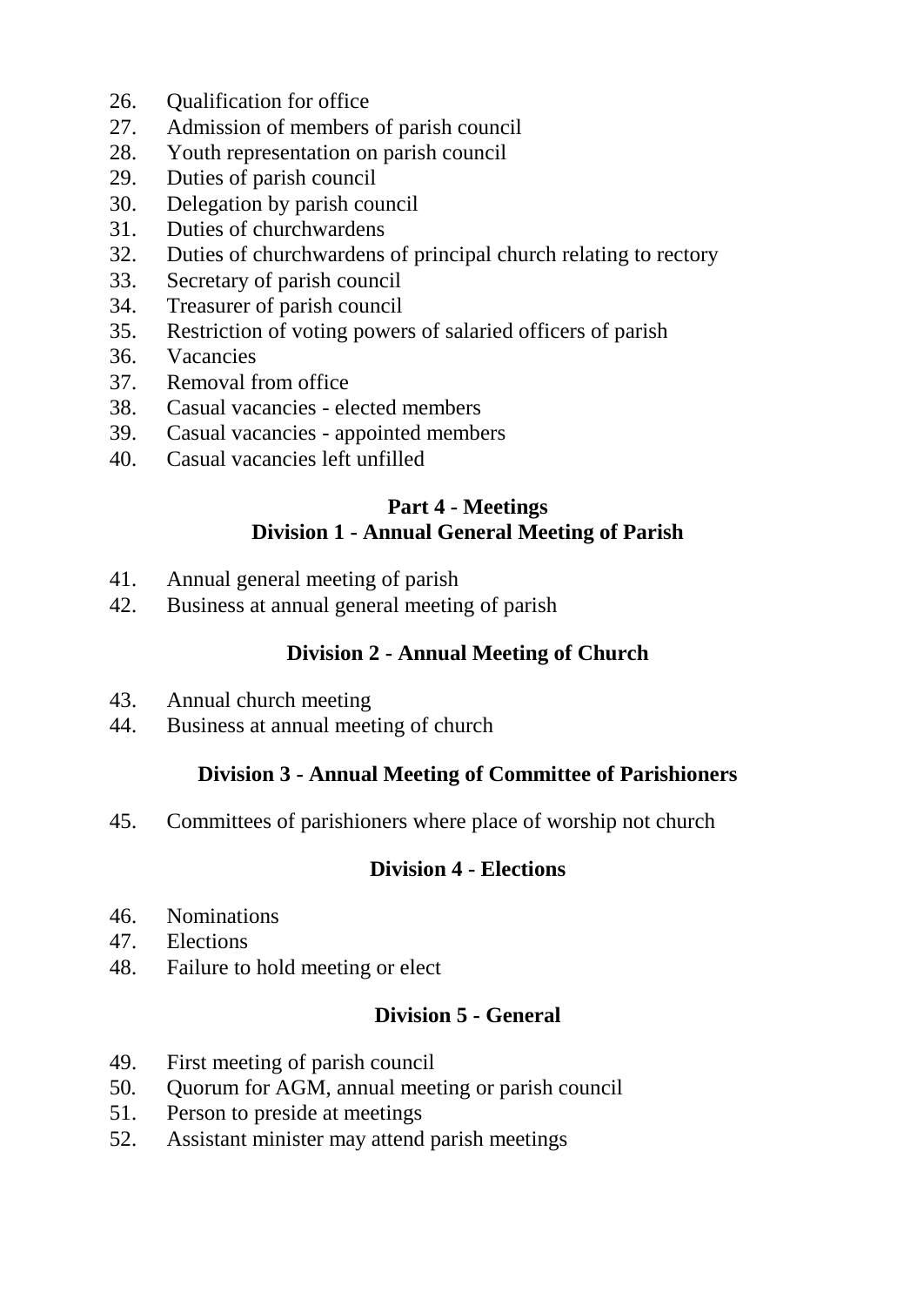26. Qualification for office
27. Admission of members of parish council
28. Youth representation on parish council
29. Duties of parish council
30. Delegation by parish council
31. Duties of churchwardens
32. Duties of churchwardens of principal church relating to rectory
33. Secretary of parish council
34. Treasurer of parish council
35. Restriction of voting powers of salaried officers of parish
36. Vacancies
37. Removal from office
38. Casual vacancies - elected members
39. Casual vacancies - appointed members
40. Casual vacancies left unfilled

## Part 4 - Meetings

### Division 1 - Annual General Meeting of Parish

41. Annual general meeting of parish
42. Business at annual general meeting of parish

### Division 2 - Annual Meeting of Church

43. Annual church meeting
44. Business at annual meeting of church

### Division 3 - Annual Meeting of Committee of Parishioners

45. Committees of parishioners where place of worship not church

### Division 4 - Elections

46. Nominations
47. Elections
48. Failure to hold meeting or elect

### Division 5 - General

49. First meeting of parish council
50. Quorum for AGM, annual meeting or parish council
51. Person to preside at meetings
52. Assistant minister may attend parish meetings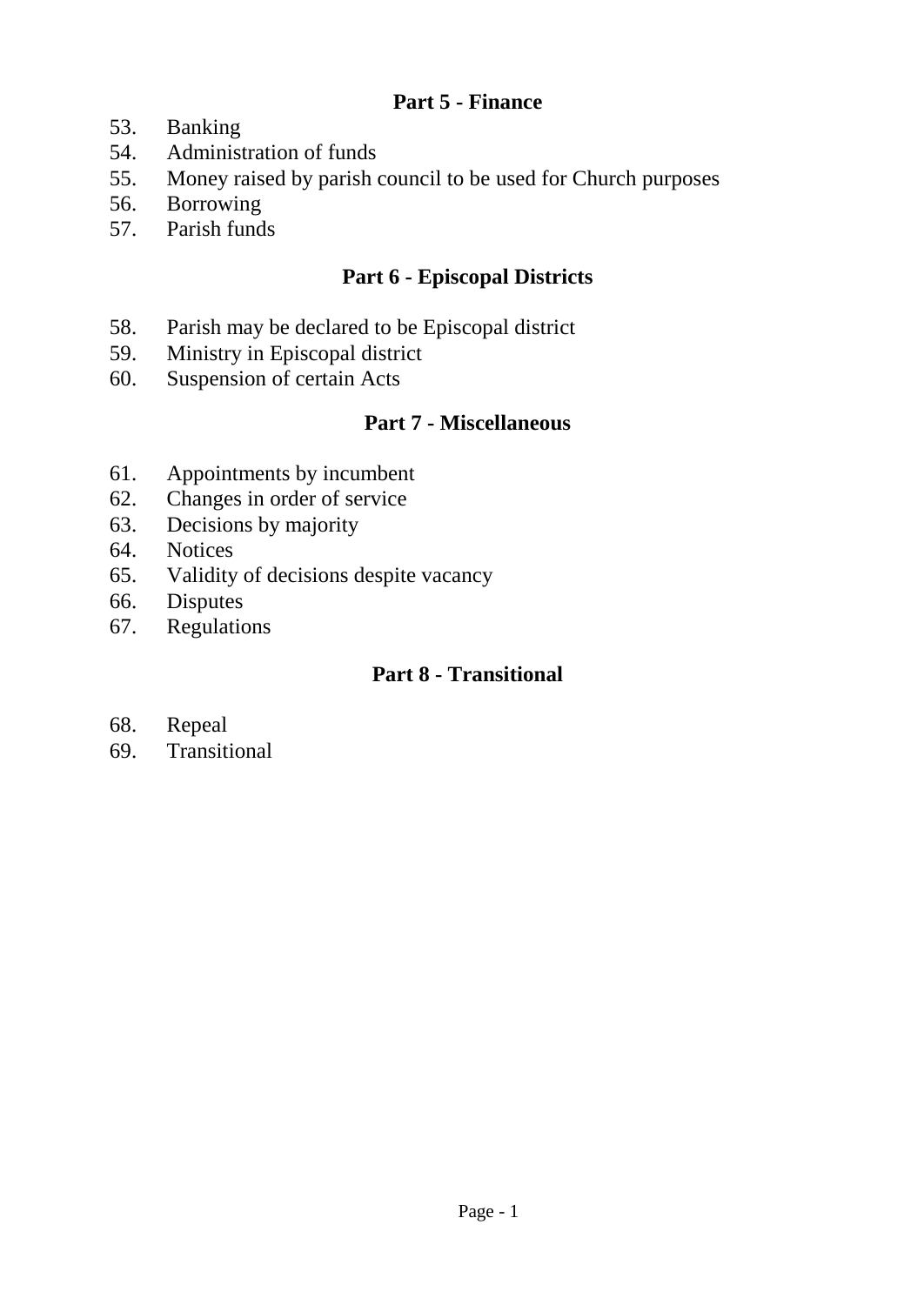## Part 5 - Finance

53. Banking
54. Administration of funds
55. Money raised by parish council to be used for Church purposes
56. Borrowing
57. Parish funds

## Part 6 - Episcopal Districts

58. Parish may be declared to be Episcopal district
59. Ministry in Episcopal district
60. Suspension of certain Acts

## Part 7 - Miscellaneous

61. Appointments by incumbent
62. Changes in order of service
63. Decisions by majority
64. Notices
65. Validity of decisions despite vacancy
66. Disputes
67. Regulations

## Part 8 - Transitional

68. Repeal
69. Transitional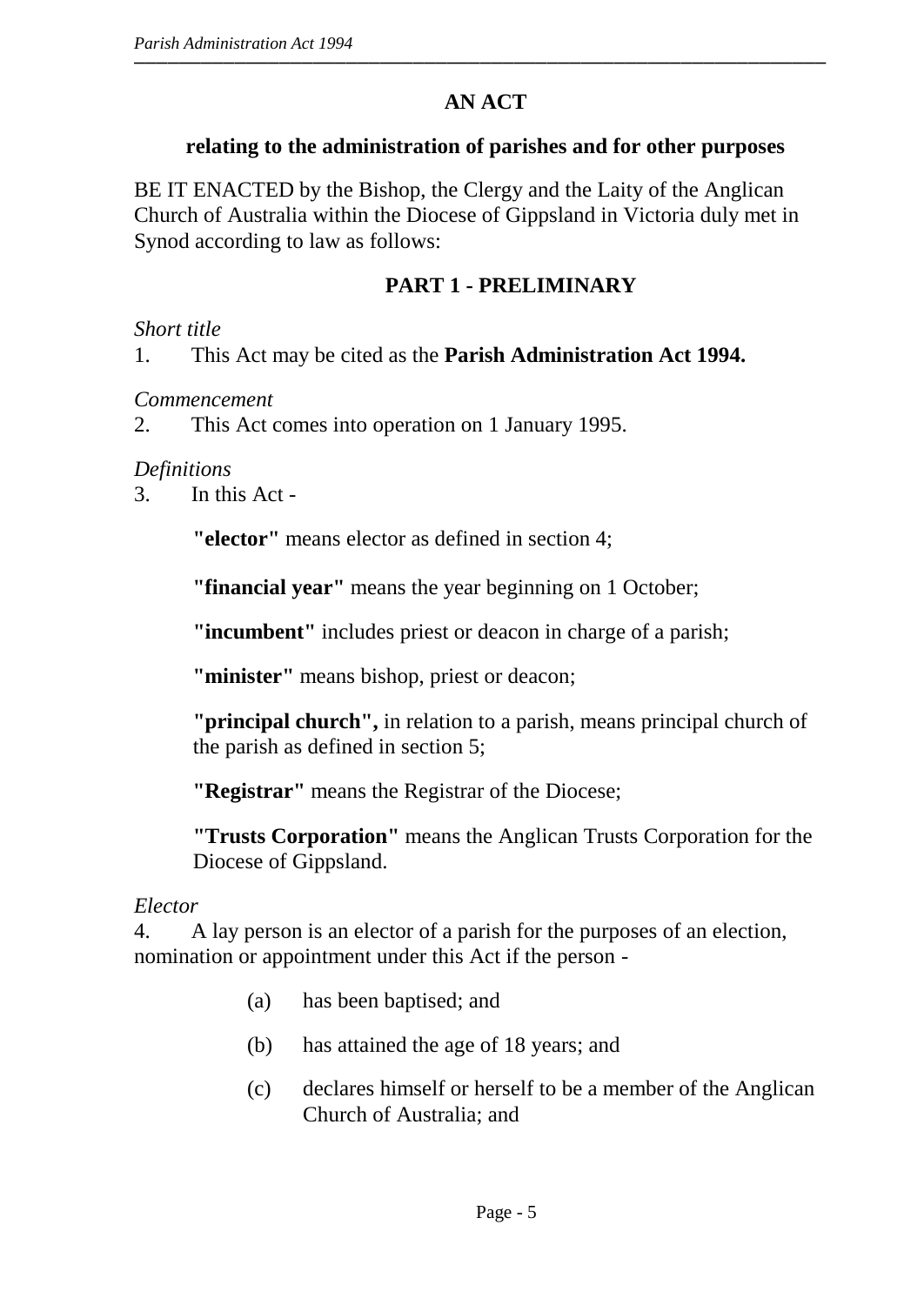# AN ACT

## relating to the administration of parishes and for other purposes

BE IT ENACTED by the Bishop, the Clergy and the Laity of the Anglican Church of Australia within the Diocese of Gippsland in Victoria duly met in Synod according to law as follows:

## PART 1 - PRELIMINARY

*Short title*

1. This Act may be cited as the **Parish Administration Act 1994.**

*Commencement*

2. This Act comes into operation on 1 January 1995.

*Definitions*

3. In this Act -

   **"elector"** means elector as defined in section 4;

   **"financial year"** means the year beginning on 1 October;

   **"incumbent"** includes priest or deacon in charge of a parish;

   **"minister"** means bishop, priest or deacon;

   **"principal church",** in relation to a parish, means principal church of the parish as defined in section 5;

   **"Registrar"** means the Registrar of the Diocese;

   **"Trusts Corporation"** means the Anglican Trusts Corporation for the Diocese of Gippsland.

*Elector*

4. A lay person is an elector of a parish for the purposes of an election, nomination or appointment under this Act if the person -

   (a) has been baptised; and

   (b) has attained the age of 18 years; and

   (c) declares himself or herself to be a member of the Anglican Church of Australia; and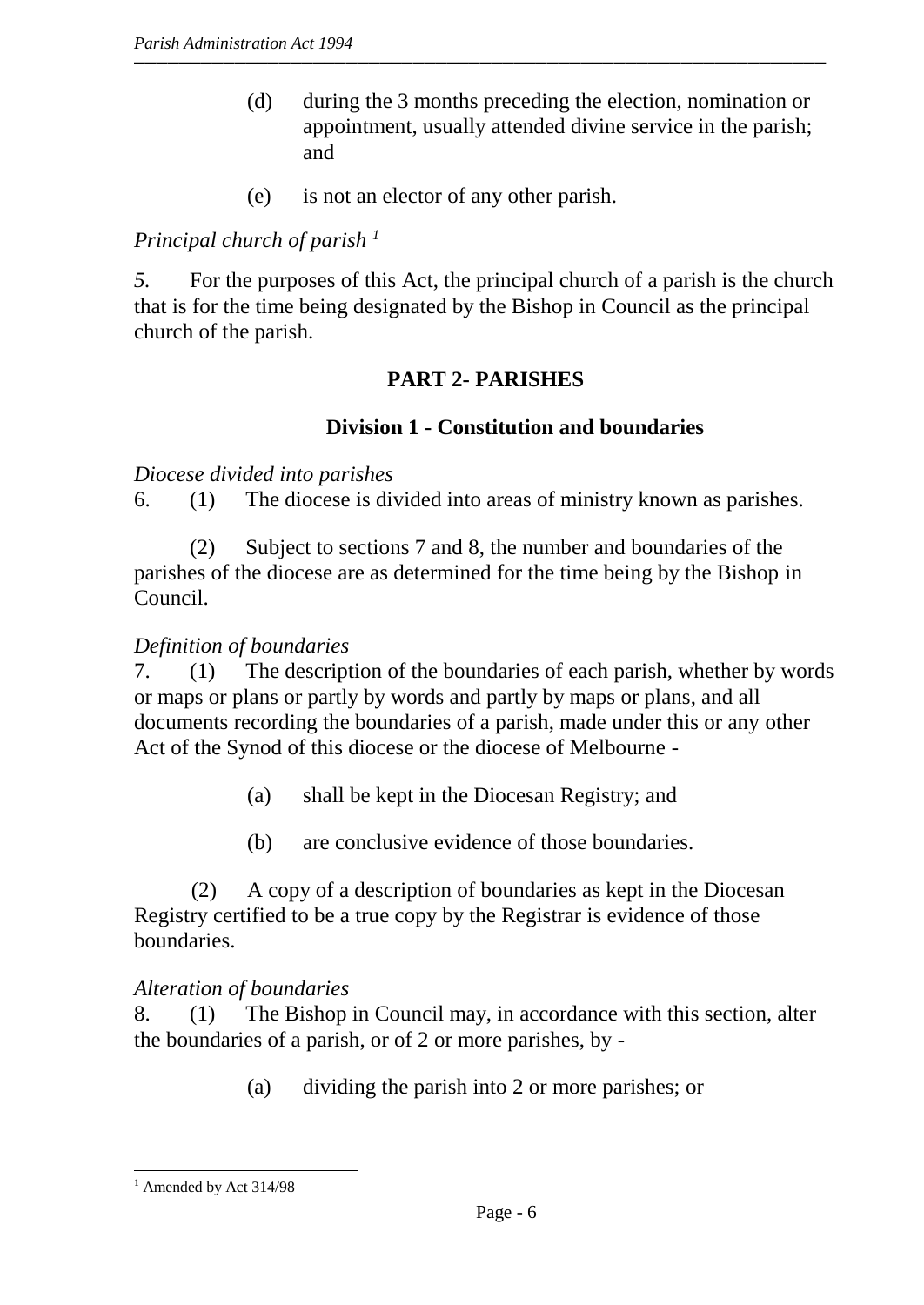(d) during the 3 months preceding the election, nomination or appointment, usually attended divine service in the parish; and

(e) is not an elector of any other parish.

*Principal church of parish* [1]

*5.* For the purposes of this Act, the principal church of a parish is the church that is for the time being designated by the Bishop in Council as the principal church of the parish.

## PART 2- PARISHES

### Division 1 - Constitution and boundaries

*Diocese divided into parishes*

6. (1) The diocese is divided into areas of ministry known as parishes.

(2) Subject to sections 7 and 8, the number and boundaries of the parishes of the diocese are as determined for the time being by the Bishop in Council.

*Definition of boundaries*

7. (1) The description of the boundaries of each parish, whether by words or maps or plans or partly by words and partly by maps or plans, and all documents recording the boundaries of a parish, made under this or any other Act of the Synod of this diocese or the diocese of Melbourne -

(a) shall be kept in the Diocesan Registry; and

(b) are conclusive evidence of those boundaries.

(2) A copy of a description of boundaries as kept in the Diocesan Registry certified to be a true copy by the Registrar is evidence of those boundaries.

*Alteration of boundaries*

8. (1) The Bishop in Council may, in accordance with this section, alter the boundaries of a parish, or of 2 or more parishes, by -

(a) dividing the parish into 2 or more parishes; or

---

[1] Amended by Act 314/98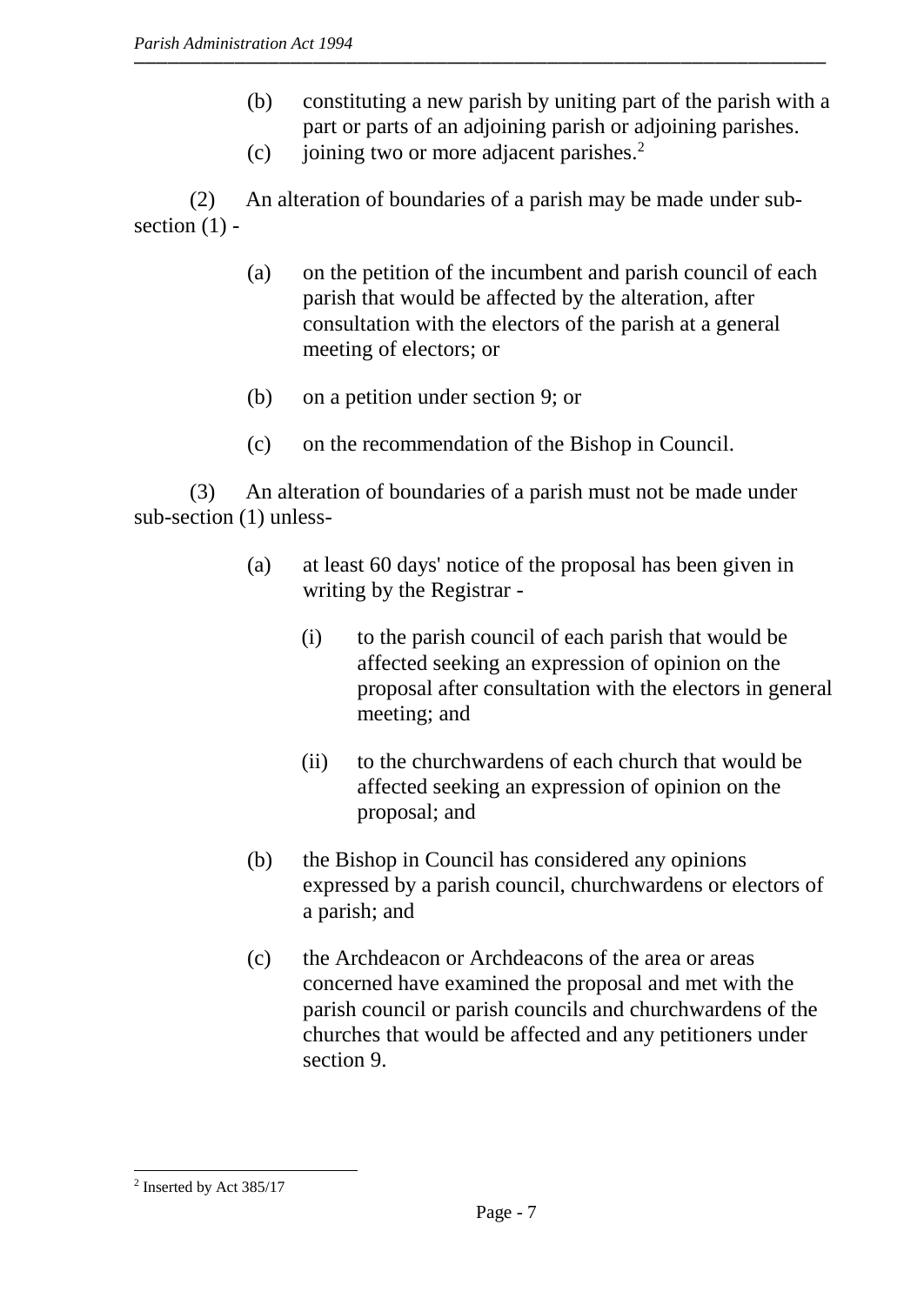(b) constituting a new parish by uniting part of the parish with a part or parts of an adjoining parish or adjoining parishes.

(c) joining two or more adjacent parishes.[2]

(2) An alteration of boundaries of a parish may be made under sub-section (1) -

(a) on the petition of the incumbent and parish council of each parish that would be affected by the alteration, after consultation with the electors of the parish at a general meeting of electors; or

(b) on a petition under section 9; or

(c) on the recommendation of the Bishop in Council.

(3) An alteration of boundaries of a parish must not be made under sub-section (1) unless-

(a) at least 60 days' notice of the proposal has been given in writing by the Registrar -

(i) to the parish council of each parish that would be affected seeking an expression of opinion on the proposal after consultation with the electors in general meeting; and

(ii) to the churchwardens of each church that would be affected seeking an expression of opinion on the proposal; and

(b) the Bishop in Council has considered any opinions expressed by a parish council, churchwardens or electors of a parish; and

(c) the Archdeacon or Archdeacons of the area or areas concerned have examined the proposal and met with the parish council or parish councils and churchwardens of the churches that would be affected and any petitioners under section 9.

---

[2] Inserted by Act 385/17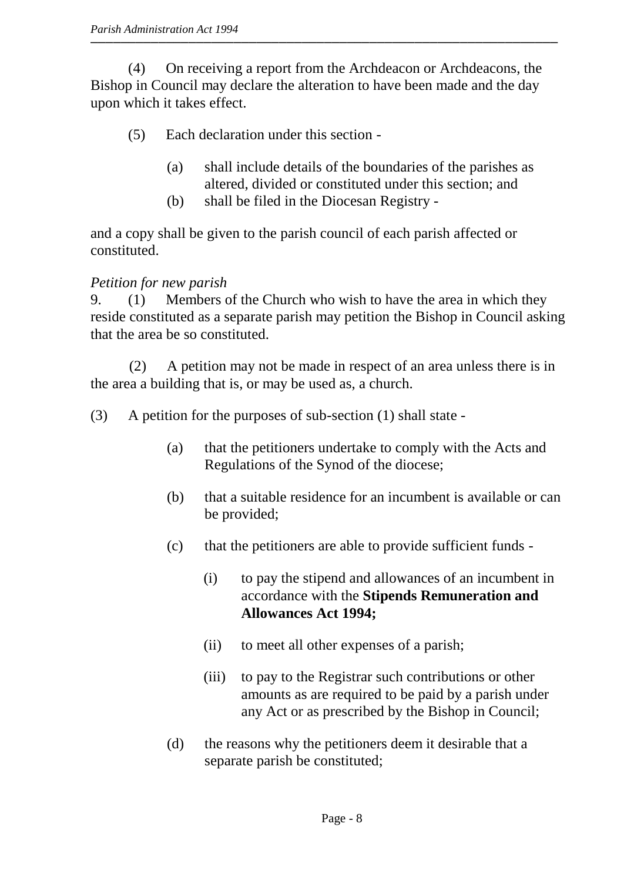(4) On receiving a report from the Archdeacon or Archdeacons, the Bishop in Council may declare the alteration to have been made and the day upon which it takes effect.

(5) Each declaration under this section -

(a) shall include details of the boundaries of the parishes as altered, divided or constituted under this section; and

(b) shall be filed in the Diocesan Registry -

and a copy shall be given to the parish council of each parish affected or constituted.

*Petition for new parish*

9. (1) Members of the Church who wish to have the area in which they reside constituted as a separate parish may petition the Bishop in Council asking that the area be so constituted.

(2) A petition may not be made in respect of an area unless there is in the area a building that is, or may be used as, a church.

(3) A petition for the purposes of sub-section (1) shall state -

(a) that the petitioners undertake to comply with the Acts and Regulations of the Synod of the diocese;

(b) that a suitable residence for an incumbent is available or can be provided;

(c) that the petitioners are able to provide sufficient funds -

(i) to pay the stipend and allowances of an incumbent in accordance with the **Stipends Remuneration and Allowances Act 1994;**

(ii) to meet all other expenses of a parish;

(iii) to pay to the Registrar such contributions or other amounts as are required to be paid by a parish under any Act or as prescribed by the Bishop in Council;

(d) the reasons why the petitioners deem it desirable that a separate parish be constituted;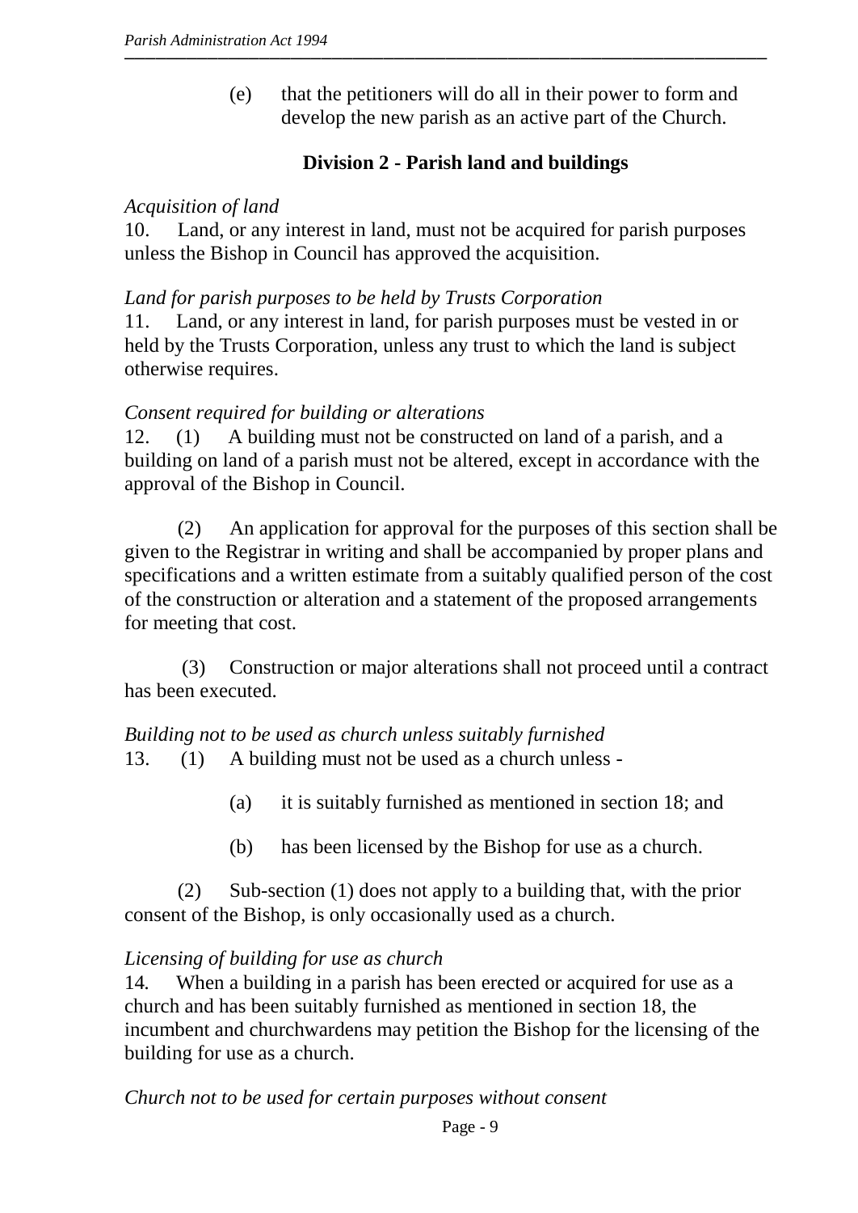(e) that the petitioners will do all in their power to form and develop the new parish as an active part of the Church.

## Division 2 - Parish land and buildings

*Acquisition of land*

10. Land, or any interest in land, must not be acquired for parish purposes unless the Bishop in Council has approved the acquisition.

*Land for parish purposes to be held by Trusts Corporation*

11. Land, or any interest in land, for parish purposes must be vested in or held by the Trusts Corporation, unless any trust to which the land is subject otherwise requires.

*Consent required for building or alterations*

12. (1) A building must not be constructed on land of a parish, and a building on land of a parish must not be altered, except in accordance with the approval of the Bishop in Council.

(2) An application for approval for the purposes of this section shall be given to the Registrar in writing and shall be accompanied by proper plans and specifications and a written estimate from a suitably qualified person of the cost of the construction or alteration and a statement of the proposed arrangements for meeting that cost.

(3) Construction or major alterations shall not proceed until a contract has been executed.

*Building not to be used as church unless suitably furnished*

13. (1) A building must not be used as a church unless -

(a) it is suitably furnished as mentioned in section 18; and

(b) has been licensed by the Bishop for use as a church.

(2) Sub-section (1) does not apply to a building that, with the prior consent of the Bishop, is only occasionally used as a church.

*Licensing of building for use as church*

14. When a building in a parish has been erected or acquired for use as a church and has been suitably furnished as mentioned in section 18, the incumbent and churchwardens may petition the Bishop for the licensing of the building for use as a church.

*Church not to be used for certain purposes without consent*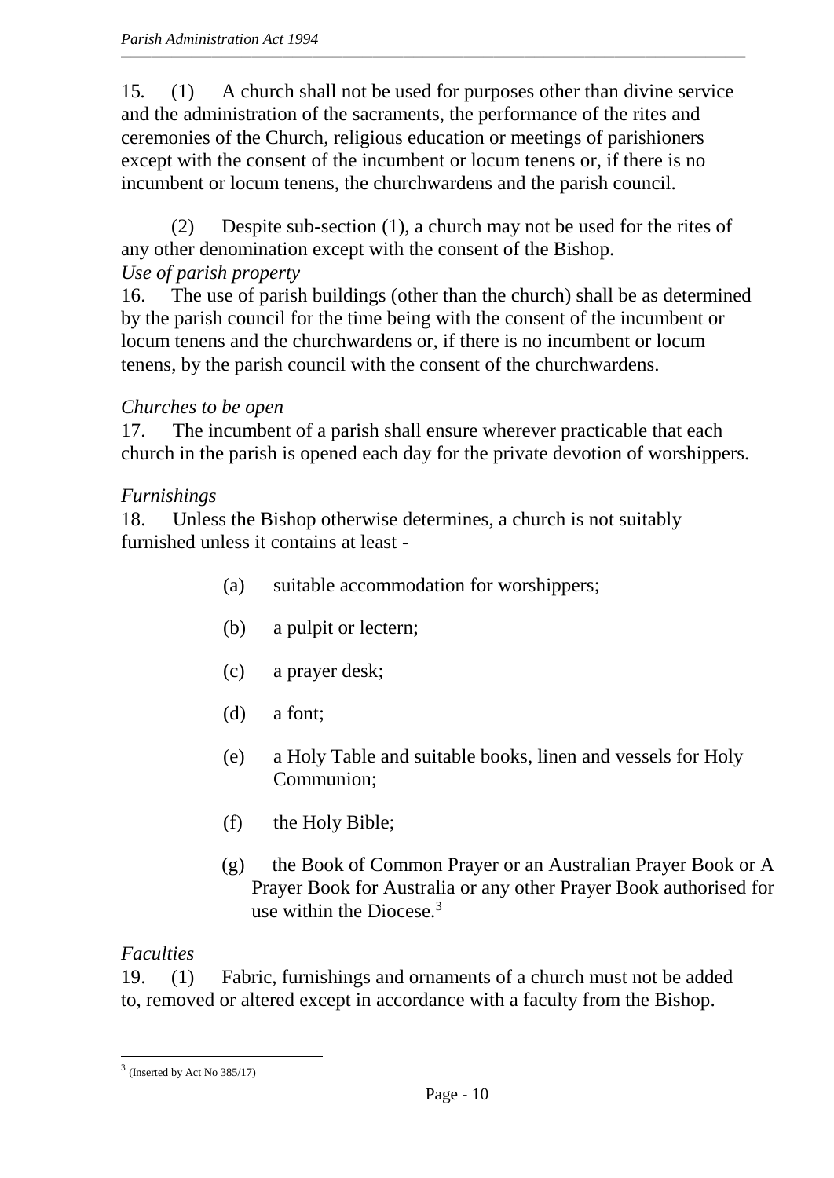15. (1) A church shall not be used for purposes other than divine service and the administration of the sacraments, the performance of the rites and ceremonies of the Church, religious education or meetings of parishioners except with the consent of the incumbent or locum tenens or, if there is no incumbent or locum tenens, the churchwardens and the parish council.

(2) Despite sub-section (1), a church may not be used for the rites of any other denomination except with the consent of the Bishop.

*Use of parish property*

16. The use of parish buildings (other than the church) shall be as determined by the parish council for the time being with the consent of the incumbent or locum tenens and the churchwardens or, if there is no incumbent or locum tenens, by the parish council with the consent of the churchwardens.

*Churches to be open*

17. The incumbent of a parish shall ensure wherever practicable that each church in the parish is opened each day for the private devotion of worshippers.

*Furnishings*

18. Unless the Bishop otherwise determines, a church is not suitably furnished unless it contains at least -

(a) suitable accommodation for worshippers;

(b) a pulpit or lectern;

(c) a prayer desk;

(d) a font;

(e) a Holy Table and suitable books, linen and vessels for Holy Communion;

(f) the Holy Bible;

(g) the Book of Common Prayer or an Australian Prayer Book or A Prayer Book for Australia or any other Prayer Book authorised for use within the Diocese.[3]

*Faculties*

19. (1) Fabric, furnishings and ornaments of a church must not be added to, removed or altered except in accordance with a faculty from the Bishop.

[3] (Inserted by Act No 385/17)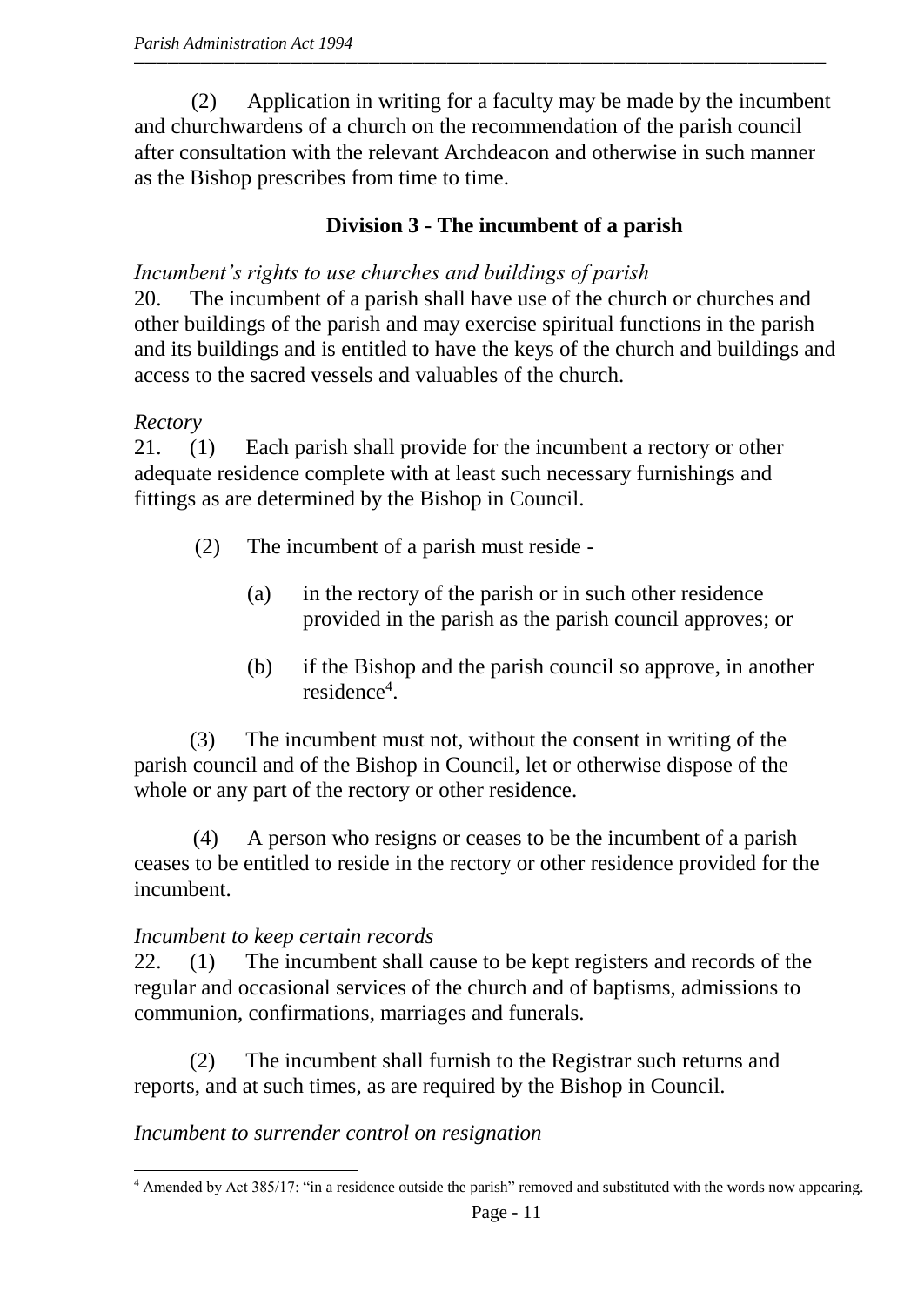(2) Application in writing for a faculty may be made by the incumbent and churchwardens of a church on the recommendation of the parish council after consultation with the relevant Archdeacon and otherwise in such manner as the Bishop prescribes from time to time.

## Division 3 - The incumbent of a parish

*Incumbent's rights to use churches and buildings of parish*

20. The incumbent of a parish shall have use of the church or churches and other buildings of the parish and may exercise spiritual functions in the parish and its buildings and is entitled to have the keys of the church and buildings and access to the sacred vessels and valuables of the church.

*Rectory*

21. (1) Each parish shall provide for the incumbent a rectory or other adequate residence complete with at least such necessary furnishings and fittings as are determined by the Bishop in Council.

(2) The incumbent of a parish must reside -

(a) in the rectory of the parish or in such other residence provided in the parish as the parish council approves; or

(b) if the Bishop and the parish council so approve, in another residence[4].

(3) The incumbent must not, without the consent in writing of the parish council and of the Bishop in Council, let or otherwise dispose of the whole or any part of the rectory or other residence.

(4) A person who resigns or ceases to be the incumbent of a parish ceases to be entitled to reside in the rectory or other residence provided for the incumbent.

*Incumbent to keep certain records*

22. (1) The incumbent shall cause to be kept registers and records of the regular and occasional services of the church and of baptisms, admissions to communion, confirmations, marriages and funerals.

(2) The incumbent shall furnish to the Registrar such returns and reports, and at such times, as are required by the Bishop in Council.

*Incumbent to surrender control on resignation*

---

[4] Amended by Act 385/17: "in a residence outside the parish" removed and substituted with the words now appearing.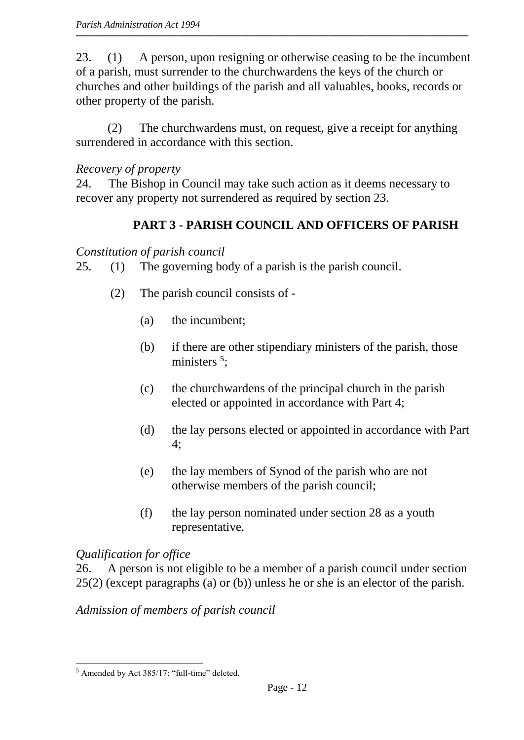23. (1) A person, upon resigning or otherwise ceasing to be the incumbent of a parish, must surrender to the churchwardens the keys of the church or churches and other buildings of the parish and all valuables, books, records or other property of the parish.

(2) The churchwardens must, on request, give a receipt for anything surrendered in accordance with this section.

*Recovery of property*

24. The Bishop in Council may take such action as it deems necessary to recover any property not surrendered as required by section 23.

## PART 3 - PARISH COUNCIL AND OFFICERS OF PARISH

*Constitution of parish council*

25. (1) The governing body of a parish is the parish council.

(2) The parish council consists of -

(a) the incumbent;

(b) if there are other stipendiary ministers of the parish, those ministers [5];

(c) the churchwardens of the principal church in the parish elected or appointed in accordance with Part 4;

(d) the lay persons elected or appointed in accordance with Part 4;

(e) the lay members of Synod of the parish who are not otherwise members of the parish council;

(f) the lay person nominated under section 28 as a youth representative.

*Qualification for office*

26. A person is not eligible to be a member of a parish council under section 25(2) (except paragraphs (a) or (b)) unless he or she is an elector of the parish.

*Admission of members of parish council*

---

[5] Amended by Act 385/17: "full-time" deleted.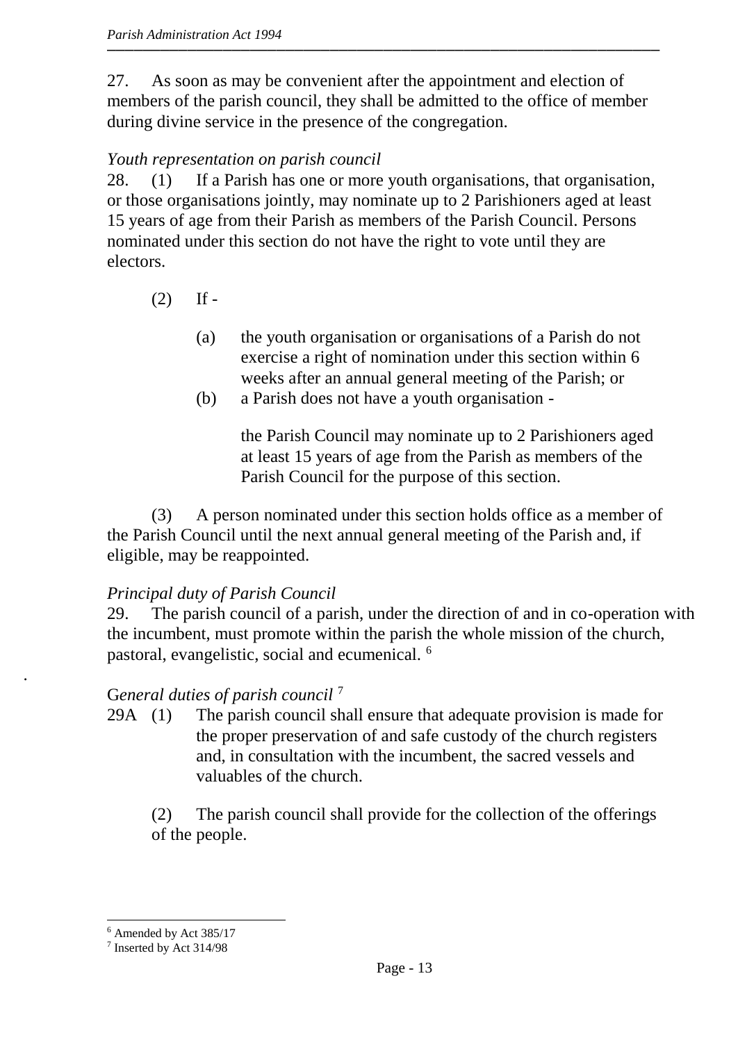27. As soon as may be convenient after the appointment and election of members of the parish council, they shall be admitted to the office of member during divine service in the presence of the congregation.

*Youth representation on parish council*

28. (1) If a Parish has one or more youth organisations, that organisation, or those organisations jointly, may nominate up to 2 Parishioners aged at least 15 years of age from their Parish as members of the Parish Council. Persons nominated under this section do not have the right to vote until they are electors.

(2) If -

(a) the youth organisation or organisations of a Parish do not exercise a right of nomination under this section within 6 weeks after an annual general meeting of the Parish; or

(b) a Parish does not have a youth organisation -

the Parish Council may nominate up to 2 Parishioners aged at least 15 years of age from the Parish as members of the Parish Council for the purpose of this section.

(3) A person nominated under this section holds office as a member of the Parish Council until the next annual general meeting of the Parish and, if eligible, may be reappointed.

*Principal duty of Parish Council*

29. The parish council of a parish, under the direction of and in co-operation with the incumbent, must promote within the parish the whole mission of the church, pastoral, evangelistic, social and ecumenical. [6]

*General duties of parish council* [7]

29A (1) The parish council shall ensure that adequate provision is made for the proper preservation of and safe custody of the church registers and, in consultation with the incumbent, the sacred vessels and valuables of the church.

(2) The parish council shall provide for the collection of the offerings of the people.

---

[6] Amended by Act 385/17

[7] Inserted by Act 314/98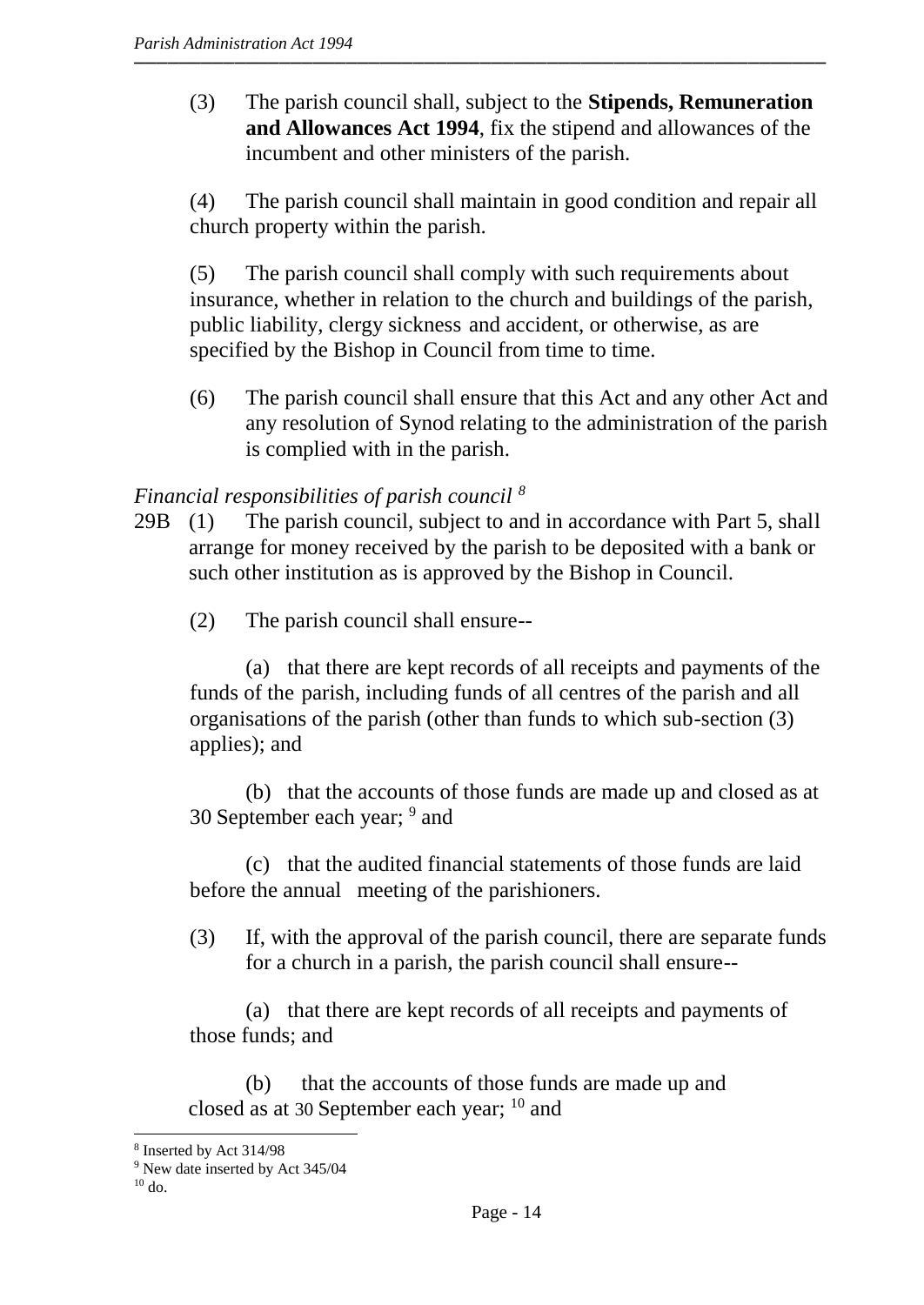(3) The parish council shall, subject to the **Stipends, Remuneration and Allowances Act 1994**, fix the stipend and allowances of the incumbent and other ministers of the parish.

(4) The parish council shall maintain in good condition and repair all church property within the parish.

(5) The parish council shall comply with such requirements about insurance, whether in relation to the church and buildings of the parish, public liability, clergy sickness and accident, or otherwise, as are specified by the Bishop in Council from time to time.

(6) The parish council shall ensure that this Act and any other Act and any resolution of Synod relating to the administration of the parish is complied with in the parish.

*Financial responsibilities of parish council* [8]

29B (1) The parish council, subject to and in accordance with Part 5, shall arrange for money received by the parish to be deposited with a bank or such other institution as is approved by the Bishop in Council.

(2) The parish council shall ensure--

(a) that there are kept records of all receipts and payments of the funds of the parish, including funds of all centres of the parish and all organisations of the parish (other than funds to which sub-section (3) applies); and

(b) that the accounts of those funds are made up and closed as at 30 September each year; [9] and

(c) that the audited financial statements of those funds are laid before the annual meeting of the parishioners.

(3) If, with the approval of the parish council, there are separate funds for a church in a parish, the parish council shall ensure--

(a) that there are kept records of all receipts and payments of those funds; and

(b) that the accounts of those funds are made up and closed as at 30 September each year; [10] and

---

[8] Inserted by Act 314/98

[9] New date inserted by Act 345/04

[10] do.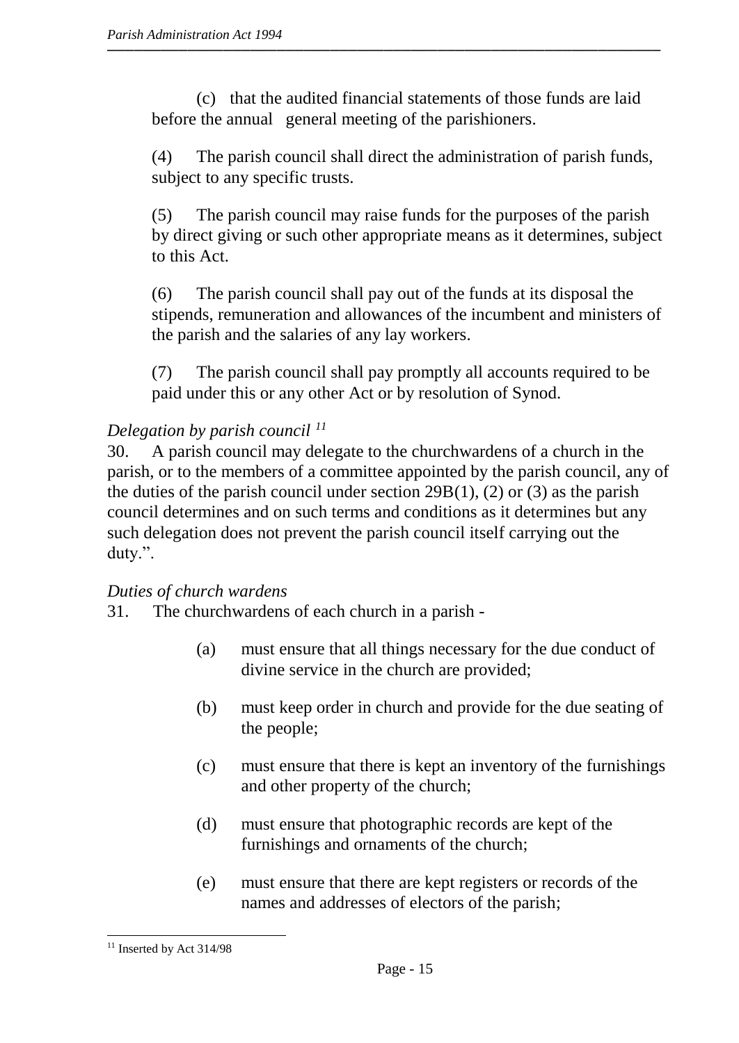(c) that the audited financial statements of those funds are laid before the annual general meeting of the parishioners.

(4) The parish council shall direct the administration of parish funds, subject to any specific trusts.

(5) The parish council may raise funds for the purposes of the parish by direct giving or such other appropriate means as it determines, subject to this Act.

(6) The parish council shall pay out of the funds at its disposal the stipends, remuneration and allowances of the incumbent and ministers of the parish and the salaries of any lay workers.

(7) The parish council shall pay promptly all accounts required to be paid under this or any other Act or by resolution of Synod.

*Delegation by parish council* [11]

30. A parish council may delegate to the churchwardens of a church in the parish, or to the members of a committee appointed by the parish council, any of the duties of the parish council under section 29B(1), (2) or (3) as the parish council determines and on such terms and conditions as it determines but any such delegation does not prevent the parish council itself carrying out the duty.".

*Duties of church wardens*

31. The churchwardens of each church in a parish -

(a) must ensure that all things necessary for the due conduct of divine service in the church are provided;

(b) must keep order in church and provide for the due seating of the people;

(c) must ensure that there is kept an inventory of the furnishings and other property of the church;

(d) must ensure that photographic records are kept of the furnishings and ornaments of the church;

(e) must ensure that there are kept registers or records of the names and addresses of electors of the parish;

---

[11] Inserted by Act 314/98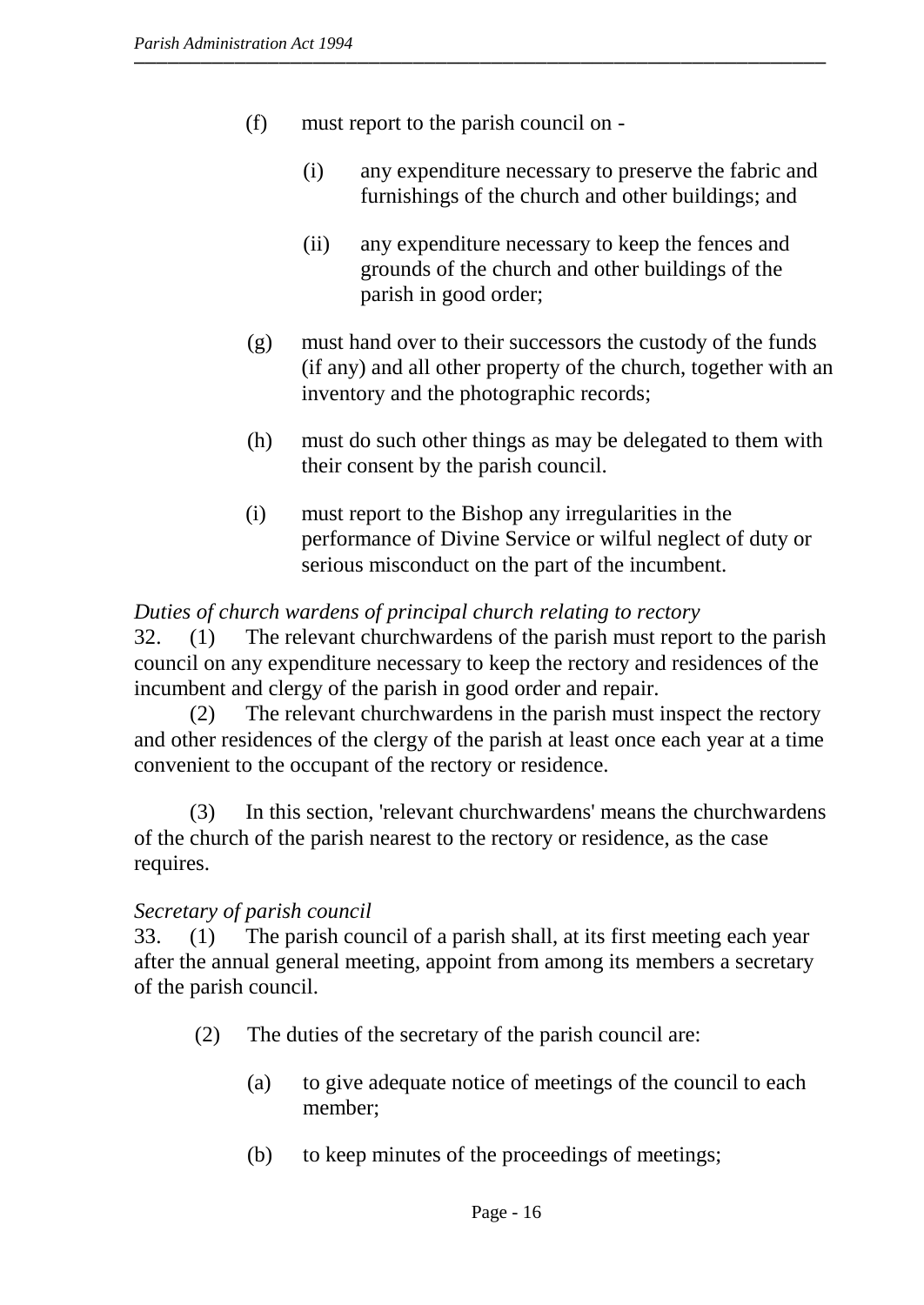(f) must report to the parish council on -

(i) any expenditure necessary to preserve the fabric and furnishings of the church and other buildings; and

(ii) any expenditure necessary to keep the fences and grounds of the church and other buildings of the parish in good order;

(g) must hand over to their successors the custody of the funds (if any) and all other property of the church, together with an inventory and the photographic records;

(h) must do such other things as may be delegated to them with their consent by the parish council.

(i) must report to the Bishop any irregularities in the performance of Divine Service or wilful neglect of duty or serious misconduct on the part of the incumbent.

*Duties of church wardens of principal church relating to rectory*

32. (1) The relevant churchwardens of the parish must report to the parish council on any expenditure necessary to keep the rectory and residences of the incumbent and clergy of the parish in good order and repair.

(2) The relevant churchwardens in the parish must inspect the rectory and other residences of the clergy of the parish at least once each year at a time convenient to the occupant of the rectory or residence.

(3) In this section, 'relevant churchwardens' means the churchwardens of the church of the parish nearest to the rectory or residence, as the case requires.

*Secretary of parish council*

33. (1) The parish council of a parish shall, at its first meeting each year after the annual general meeting, appoint from among its members a secretary of the parish council.

(2) The duties of the secretary of the parish council are:

(a) to give adequate notice of meetings of the council to each member;

(b) to keep minutes of the proceedings of meetings;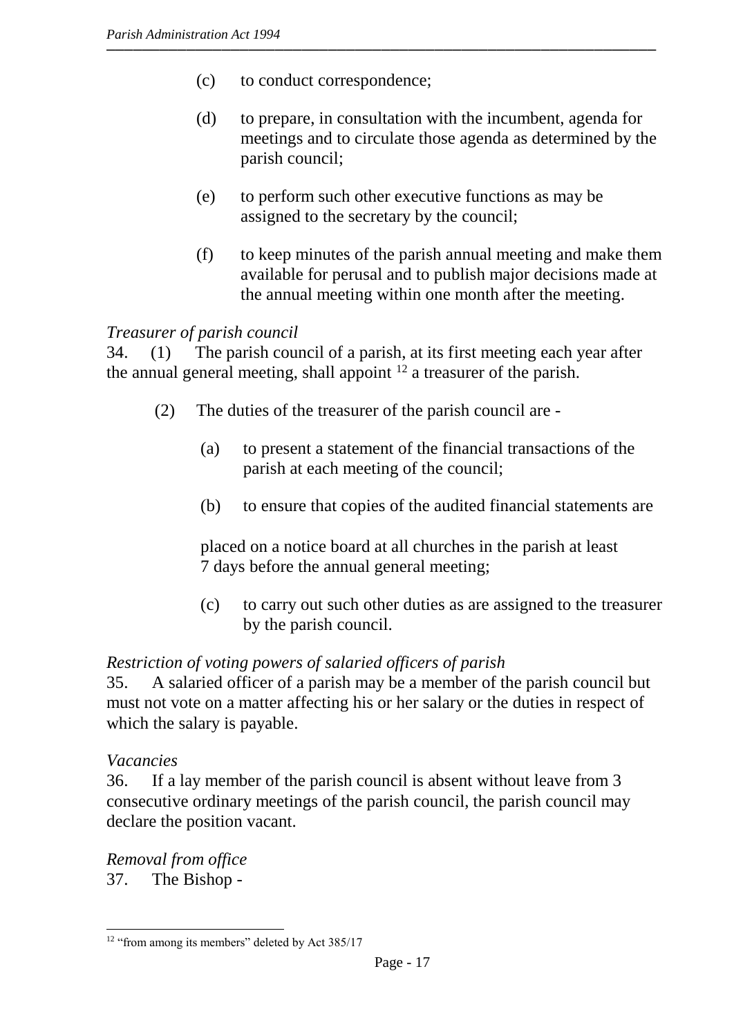(c) to conduct correspondence;

(d) to prepare, in consultation with the incumbent, agenda for meetings and to circulate those agenda as determined by the parish council;

(e) to perform such other executive functions as may be assigned to the secretary by the council;

(f) to keep minutes of the parish annual meeting and make them available for perusal and to publish major decisions made at the annual meeting within one month after the meeting.

*Treasurer of parish council*

34. (1) The parish council of a parish, at its first meeting each year after the annual general meeting, shall appoint [12] a treasurer of the parish.

(2) The duties of the treasurer of the parish council are -

(a) to present a statement of the financial transactions of the parish at each meeting of the council;

(b) to ensure that copies of the audited financial statements are placed on a notice board at all churches in the parish at least 7 days before the annual general meeting;

(c) to carry out such other duties as are assigned to the treasurer by the parish council.

*Restriction of voting powers of salaried officers of parish*

35. A salaried officer of a parish may be a member of the parish council but must not vote on a matter affecting his or her salary or the duties in respect of which the salary is payable.

*Vacancies*

36. If a lay member of the parish council is absent without leave from 3 consecutive ordinary meetings of the parish council, the parish council may declare the position vacant.

*Removal from office*

37. The Bishop -

---

[12] "from among its members" deleted by Act 385/17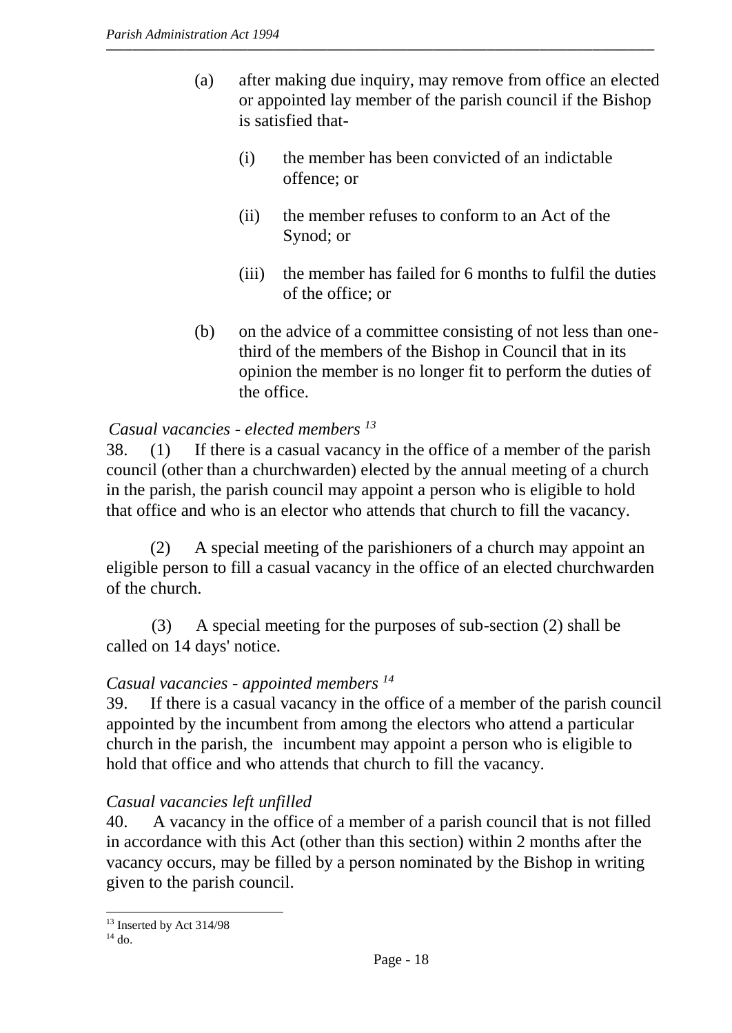(a) after making due inquiry, may remove from office an elected or appointed lay member of the parish council if the Bishop is satisfied that-

   (i) the member has been convicted of an indictable offence; or

   (ii) the member refuses to conform to an Act of the Synod; or

   (iii) the member has failed for 6 months to fulfil the duties of the office; or

(b) on the advice of a committee consisting of not less than one-third of the members of the Bishop in Council that in its opinion the member is no longer fit to perform the duties of the office.

*Casual vacancies - elected members* [13]

38. (1) If there is a casual vacancy in the office of a member of the parish council (other than a churchwarden) elected by the annual meeting of a church in the parish, the parish council may appoint a person who is eligible to hold that office and who is an elector who attends that church to fill the vacancy.

(2) A special meeting of the parishioners of a church may appoint an eligible person to fill a casual vacancy in the office of an elected churchwarden of the church.

(3) A special meeting for the purposes of sub-section (2) shall be called on 14 days' notice.

*Casual vacancies - appointed members* [14]

39. If there is a casual vacancy in the office of a member of the parish council appointed by the incumbent from among the electors who attend a particular church in the parish, the incumbent may appoint a person who is eligible to hold that office and who attends that church to fill the vacancy.

*Casual vacancies left unfilled*

40. A vacancy in the office of a member of a parish council that is not filled in accordance with this Act (other than this section) within 2 months after the vacancy occurs, may be filled by a person nominated by the Bishop in writing given to the parish council.

---

[13] Inserted by Act 314/98

[14] do.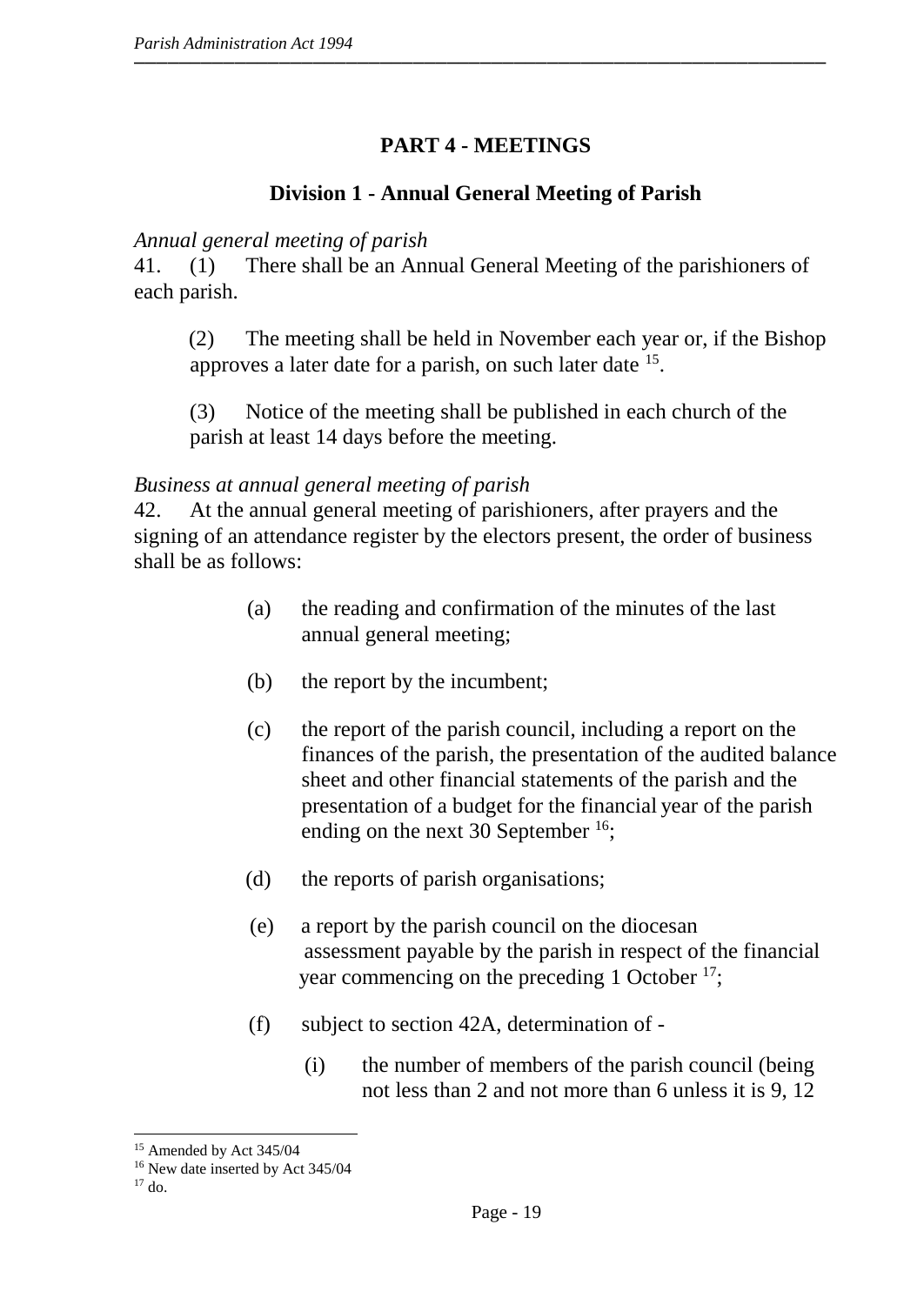## PART 4 - MEETINGS

### Division 1 - Annual General Meeting of Parish

*Annual general meeting of parish*

41. (1) There shall be an Annual General Meeting of the parishioners of each parish.

(2) The meeting shall be held in November each year or, if the Bishop approves a later date for a parish, on such later date [15].

(3) Notice of the meeting shall be published in each church of the parish at least 14 days before the meeting.

*Business at annual general meeting of parish*

42. At the annual general meeting of parishioners, after prayers and the signing of an attendance register by the electors present, the order of business shall be as follows:

(a) the reading and confirmation of the minutes of the last annual general meeting;

(b) the report by the incumbent;

(c) the report of the parish council, including a report on the finances of the parish, the presentation of the audited balance sheet and other financial statements of the parish and the presentation of a budget for the financial year of the parish ending on the next 30 September [16];

(d) the reports of parish organisations;

(e) a report by the parish council on the diocesan assessment payable by the parish in respect of the financial year commencing on the preceding 1 October [17];

(f) subject to section 42A, determination of -

(i) the number of members of the parish council (being not less than 2 and not more than 6 unless it is 9, 12

---

[15] Amended by Act 345/04

[16] New date inserted by Act 345/04

[17] do.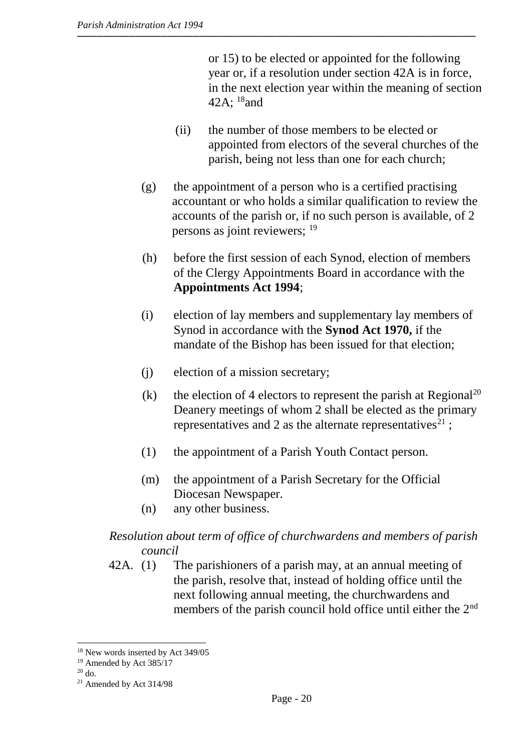or 15) to be elected or appointed for the following year or, if a resolution under section 42A is in force, in the next election year within the meaning of section 42A; [18]and

(ii) the number of those members to be elected or appointed from electors of the several churches of the parish, being not less than one for each church;

(g) the appointment of a person who is a certified practising accountant or who holds a similar qualification to review the accounts of the parish or, if no such person is available, of 2 persons as joint reviewers; [19]

(h) before the first session of each Synod, election of members of the Clergy Appointments Board in accordance with the **Appointments Act 1994**;

(i) election of lay members and supplementary lay members of Synod in accordance with the **Synod Act 1970,** if the mandate of the Bishop has been issued for that election;

(j) election of a mission secretary;

(k) the election of 4 electors to represent the parish at Regional[20] Deanery meetings of whom 2 shall be elected as the primary representatives and 2 as the alternate representatives[21] ;

(1) the appointment of a Parish Youth Contact person.

(m) the appointment of a Parish Secretary for the Official Diocesan Newspaper.

(n) any other business.

*Resolution about term of office of churchwardens and members of parish council*

42A. (1) The parishioners of a parish may, at an annual meeting of the parish, resolve that, instead of holding office until the next following annual meeting, the churchwardens and members of the parish council hold office until either the 2nd

---

[18] New words inserted by Act 349/05

[19] Amended by Act 385/17

[20] do.

[21] Amended by Act 314/98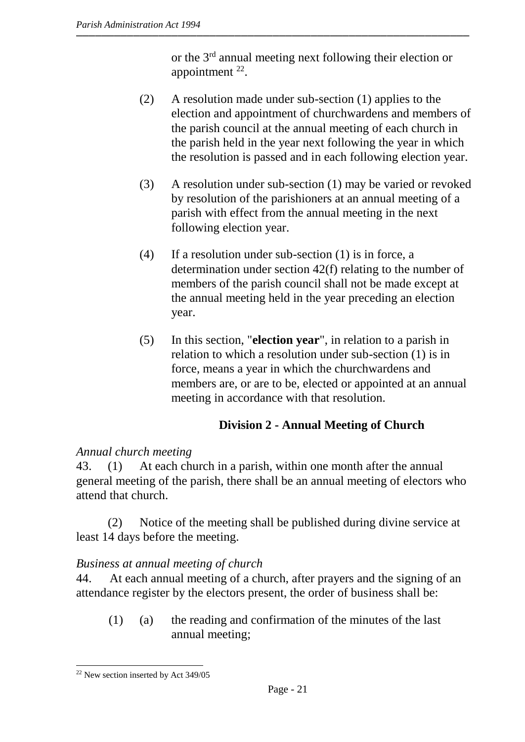or the 3rd annual meeting next following their election or appointment [22].

(2) A resolution made under sub-section (1) applies to the election and appointment of churchwardens and members of the parish council at the annual meeting of each church in the parish held in the year next following the year in which the resolution is passed and in each following election year.

(3) A resolution under sub-section (1) may be varied or revoked by resolution of the parishioners at an annual meeting of a parish with effect from the annual meeting in the next following election year.

(4) If a resolution under sub-section (1) is in force, a determination under section 42(f) relating to the number of members of the parish council shall not be made except at the annual meeting held in the year preceding an election year.

(5) In this section, "**election year**", in relation to a parish in relation to which a resolution under sub-section (1) is in force, means a year in which the churchwardens and members are, or are to be, elected or appointed at an annual meeting in accordance with that resolution.

## Division 2 - Annual Meeting of Church

*Annual church meeting*

43. (1) At each church in a parish, within one month after the annual general meeting of the parish, there shall be an annual meeting of electors who attend that church.

(2) Notice of the meeting shall be published during divine service at least 14 days before the meeting.

*Business at annual meeting of church*

44. At each annual meeting of a church, after prayers and the signing of an attendance register by the electors present, the order of business shall be:

(1) (a) the reading and confirmation of the minutes of the last annual meeting;

[22] New section inserted by Act 349/05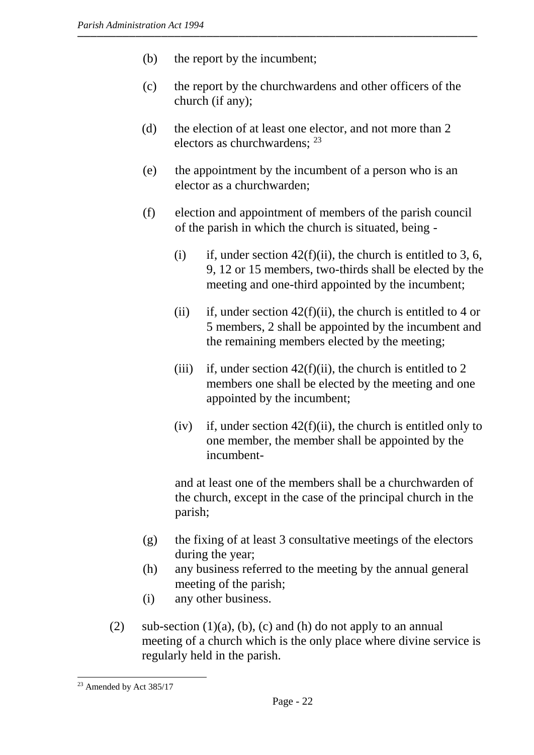(b) the report by the incumbent;

(c) the report by the churchwardens and other officers of the church (if any);

(d) the election of at least one elector, and not more than 2 electors as churchwardens; [23]

(e) the appointment by the incumbent of a person who is an elector as a churchwarden;

(f) election and appointment of members of the parish council of the parish in which the church is situated, being -

   (i) if, under section 42(f)(ii), the church is entitled to 3, 6, 9, 12 or 15 members, two-thirds shall be elected by the meeting and one-third appointed by the incumbent;

   (ii) if, under section 42(f)(ii), the church is entitled to 4 or 5 members, 2 shall be appointed by the incumbent and the remaining members elected by the meeting;

   (iii) if, under section 42(f)(ii), the church is entitled to 2 members one shall be elected by the meeting and one appointed by the incumbent;

   (iv) if, under section 42(f)(ii), the church is entitled only to one member, the member shall be appointed by the incumbent-

   and at least one of the members shall be a churchwarden of the church, except in the case of the principal church in the parish;

(g) the fixing of at least 3 consultative meetings of the electors during the year;

(h) any business referred to the meeting by the annual general meeting of the parish;

(i) any other business.

(2) sub-section (1)(a), (b), (c) and (h) do not apply to an annual meeting of a church which is the only place where divine service is regularly held in the parish.

---

[23] Amended by Act 385/17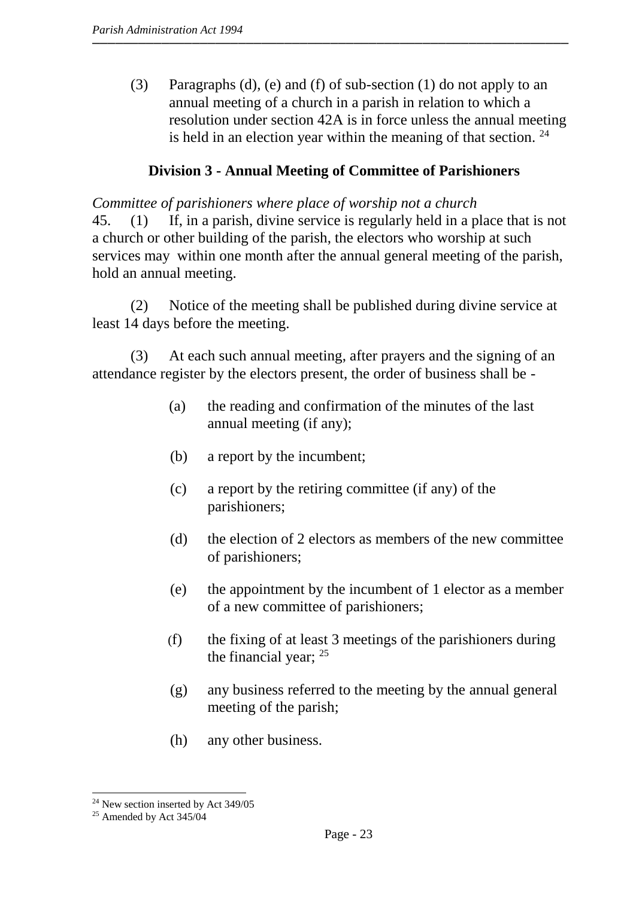(3) Paragraphs (d), (e) and (f) of sub-section (1) do not apply to an annual meeting of a church in a parish in relation to which a resolution under section 42A is in force unless the annual meeting is held in an election year within the meaning of that section. [24]

### Division 3 - Annual Meeting of Committee of Parishioners

*Committee of parishioners where place of worship not a church*

45. (1) If, in a parish, divine service is regularly held in a place that is not a church or other building of the parish, the electors who worship at such services may within one month after the annual general meeting of the parish, hold an annual meeting.

(2) Notice of the meeting shall be published during divine service at least 14 days before the meeting.

(3) At each such annual meeting, after prayers and the signing of an attendance register by the electors present, the order of business shall be -

(a) the reading and confirmation of the minutes of the last annual meeting (if any);

(b) a report by the incumbent;

(c) a report by the retiring committee (if any) of the parishioners;

(d) the election of 2 electors as members of the new committee of parishioners;

(e) the appointment by the incumbent of 1 elector as a member of a new committee of parishioners;

(f) the fixing of at least 3 meetings of the parishioners during the financial year; [25]

(g) any business referred to the meeting by the annual general meeting of the parish;

(h) any other business.

---

[24] New section inserted by Act 349/05

[25] Amended by Act 345/04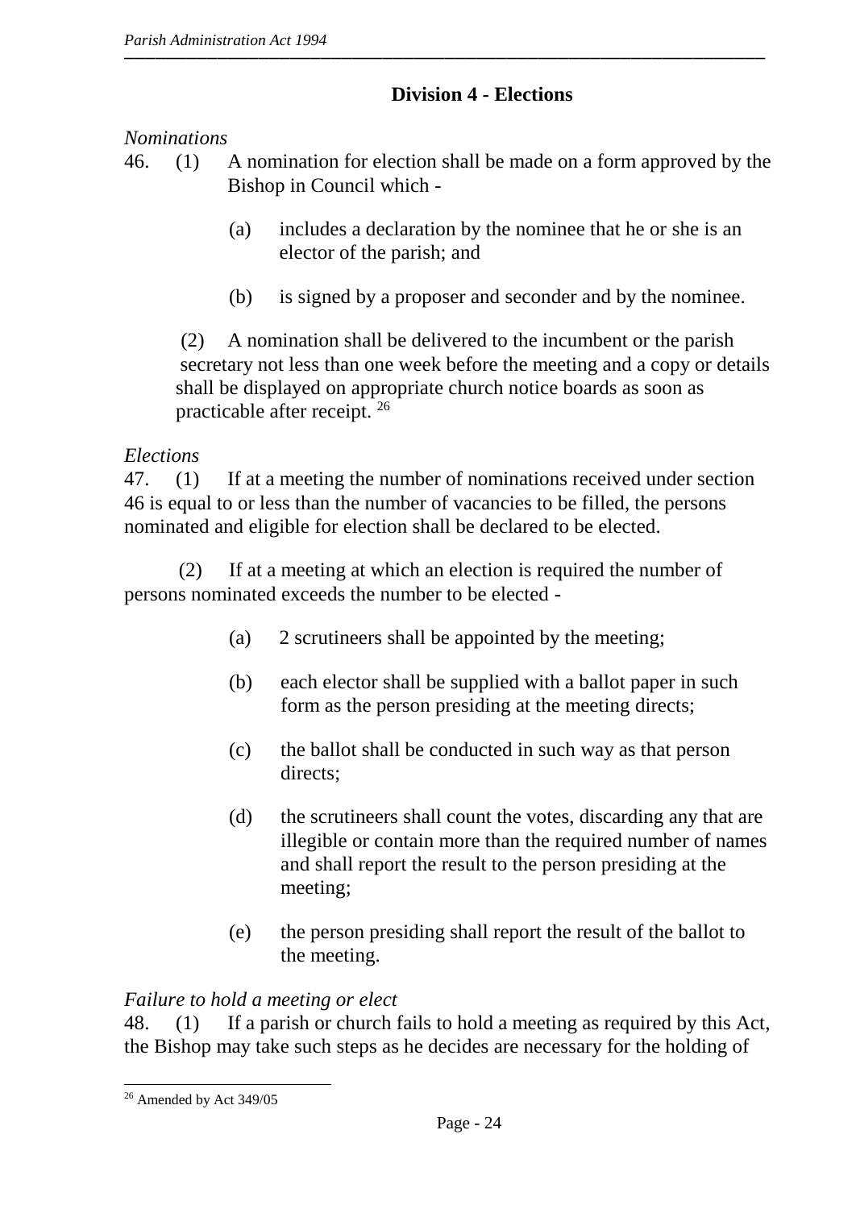## Division 4 - Elections

*Nominations*

46. (1) A nomination for election shall be made on a form approved by the Bishop in Council which -

  (a) includes a declaration by the nominee that he or she is an elector of the parish; and

  (b) is signed by a proposer and seconder and by the nominee.

(2) A nomination shall be delivered to the incumbent or the parish secretary not less than one week before the meeting and a copy or details shall be displayed on appropriate church notice boards as soon as practicable after receipt. [26]

*Elections*

47. (1) If at a meeting the number of nominations received under section 46 is equal to or less than the number of vacancies to be filled, the persons nominated and eligible for election shall be declared to be elected.

(2) If at a meeting at which an election is required the number of persons nominated exceeds the number to be elected -

  (a) 2 scrutineers shall be appointed by the meeting;

  (b) each elector shall be supplied with a ballot paper in such form as the person presiding at the meeting directs;

  (c) the ballot shall be conducted in such way as that person directs;

  (d) the scrutineers shall count the votes, discarding any that are illegible or contain more than the required number of names and shall report the result to the person presiding at the meeting;

  (e) the person presiding shall report the result of the ballot to the meeting.

*Failure to hold a meeting or elect*

48. (1) If a parish or church fails to hold a meeting as required by this Act, the Bishop may take such steps as he decides are necessary for the holding of

---

[26] Amended by Act 349/05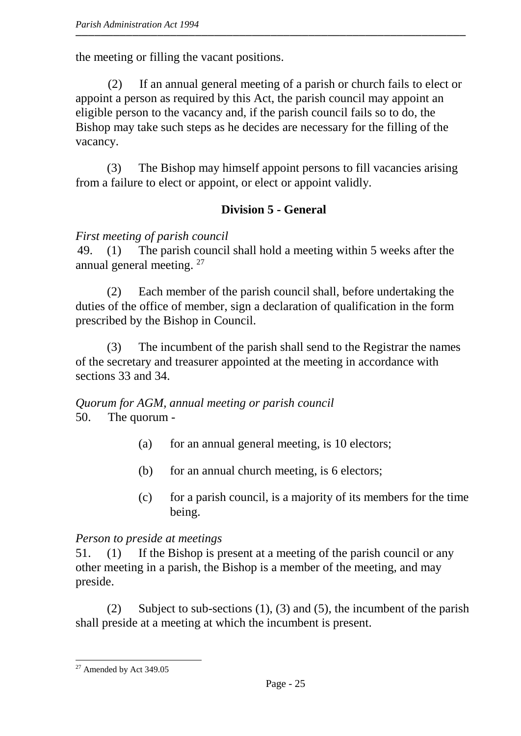the meeting or filling the vacant positions.

(2) If an annual general meeting of a parish or church fails to elect or appoint a person as required by this Act, the parish council may appoint an eligible person to the vacancy and, if the parish council fails so to do, the Bishop may take such steps as he decides are necessary for the filling of the vacancy.

(3) The Bishop may himself appoint persons to fill vacancies arising from a failure to elect or appoint, or elect or appoint validly.

## Division 5 - General

*First meeting of parish council*

49. (1) The parish council shall hold a meeting within 5 weeks after the annual general meeting. [27]

(2) Each member of the parish council shall, before undertaking the duties of the office of member, sign a declaration of qualification in the form prescribed by the Bishop in Council.

(3) The incumbent of the parish shall send to the Registrar the names of the secretary and treasurer appointed at the meeting in accordance with sections 33 and 34.

*Quorum for AGM, annual meeting or parish council*

50. The quorum -

(a) for an annual general meeting, is 10 electors;

(b) for an annual church meeting, is 6 electors;

(c) for a parish council, is a majority of its members for the time being.

*Person to preside at meetings*

51. (1) If the Bishop is present at a meeting of the parish council or any other meeting in a parish, the Bishop is a member of the meeting, and may preside.

(2) Subject to sub-sections (1), (3) and (5), the incumbent of the parish shall preside at a meeting at which the incumbent is present.

---

[27] Amended by Act 349.05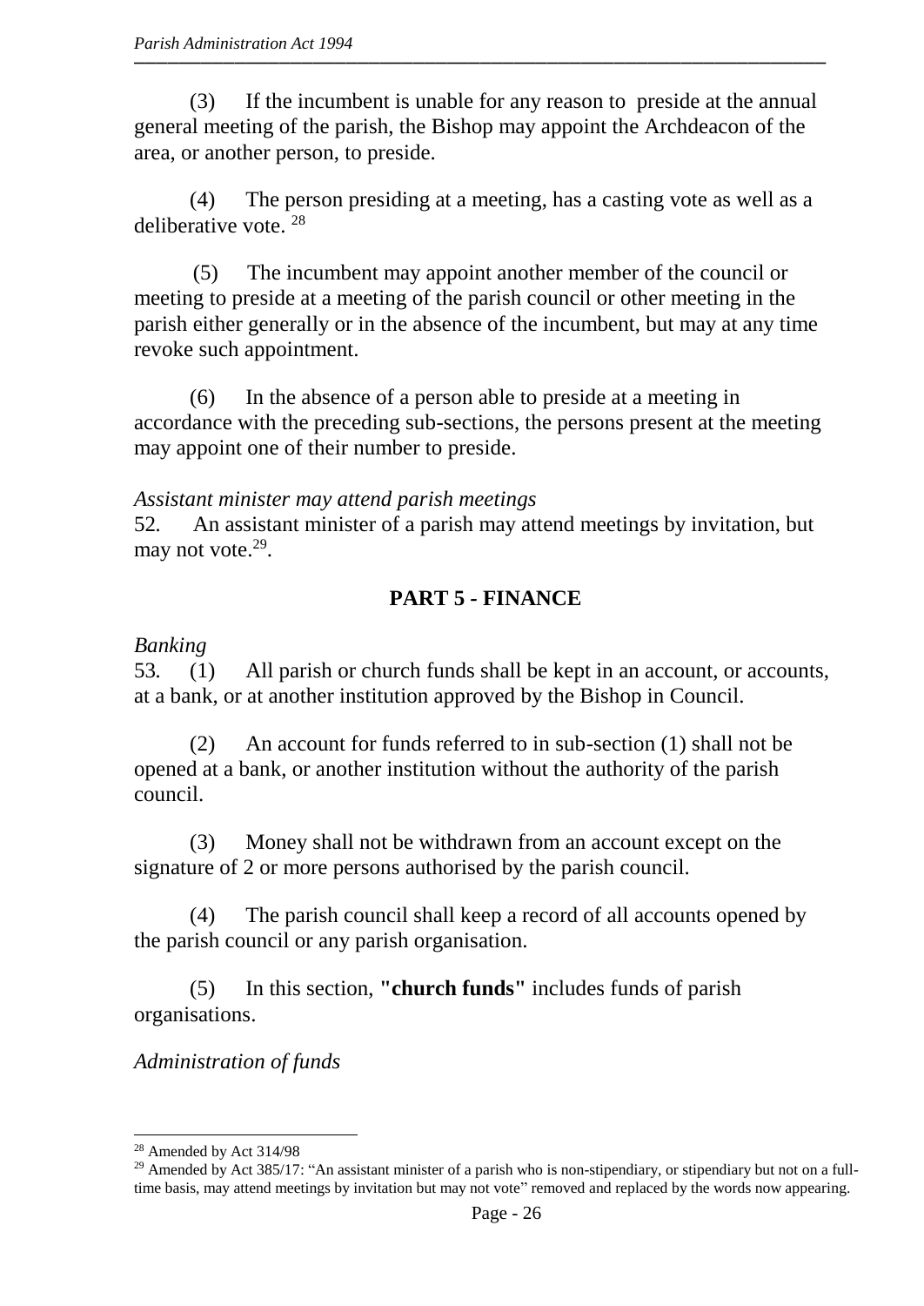(3) If the incumbent is unable for any reason to preside at the annual general meeting of the parish, the Bishop may appoint the Archdeacon of the area, or another person, to preside.

(4) The person presiding at a meeting, has a casting vote as well as a deliberative vote. [28]

(5) The incumbent may appoint another member of the council or meeting to preside at a meeting of the parish council or other meeting in the parish either generally or in the absence of the incumbent, but may at any time revoke such appointment.

(6) In the absence of a person able to preside at a meeting in accordance with the preceding sub-sections, the persons present at the meeting may appoint one of their number to preside.

*Assistant minister may attend parish meetings*

52. An assistant minister of a parish may attend meetings by invitation, but may not vote.[29].

## PART 5 - FINANCE

*Banking*

53. (1) All parish or church funds shall be kept in an account, or accounts, at a bank, or at another institution approved by the Bishop in Council.

(2) An account for funds referred to in sub-section (1) shall not be opened at a bank, or another institution without the authority of the parish council.

(3) Money shall not be withdrawn from an account except on the signature of 2 or more persons authorised by the parish council.

(4) The parish council shall keep a record of all accounts opened by the parish council or any parish organisation.

(5) In this section, **"church funds"** includes funds of parish organisations.

*Administration of funds*

---

[28] Amended by Act 314/98

[29] Amended by Act 385/17: "An assistant minister of a parish who is non-stipendiary, or stipendiary but not on a full-time basis, may attend meetings by invitation but may not vote" removed and replaced by the words now appearing.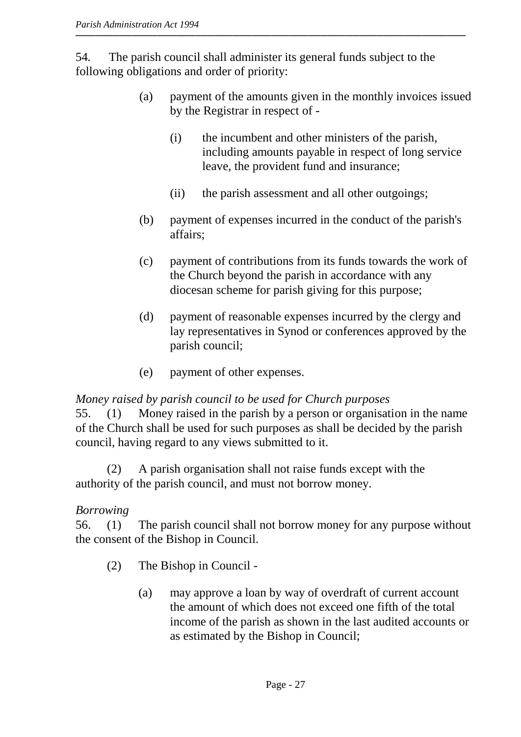54. The parish council shall administer its general funds subject to the following obligations and order of priority:

(a) payment of the amounts given in the monthly invoices issued by the Registrar in respect of -

(i) the incumbent and other ministers of the parish, including amounts payable in respect of long service leave, the provident fund and insurance;

(ii) the parish assessment and all other outgoings;

(b) payment of expenses incurred in the conduct of the parish's affairs;

(c) payment of contributions from its funds towards the work of the Church beyond the parish in accordance with any diocesan scheme for parish giving for this purpose;

(d) payment of reasonable expenses incurred by the clergy and lay representatives in Synod or conferences approved by the parish council;

(e) payment of other expenses.

*Money raised by parish council to be used for Church purposes*

55. (1) Money raised in the parish by a person or organisation in the name of the Church shall be used for such purposes as shall be decided by the parish council, having regard to any views submitted to it.

(2) A parish organisation shall not raise funds except with the authority of the parish council, and must not borrow money.

*Borrowing*

56. (1) The parish council shall not borrow money for any purpose without the consent of the Bishop in Council.

(2) The Bishop in Council -

(a) may approve a loan by way of overdraft of current account the amount of which does not exceed one fifth of the total income of the parish as shown in the last audited accounts or as estimated by the Bishop in Council;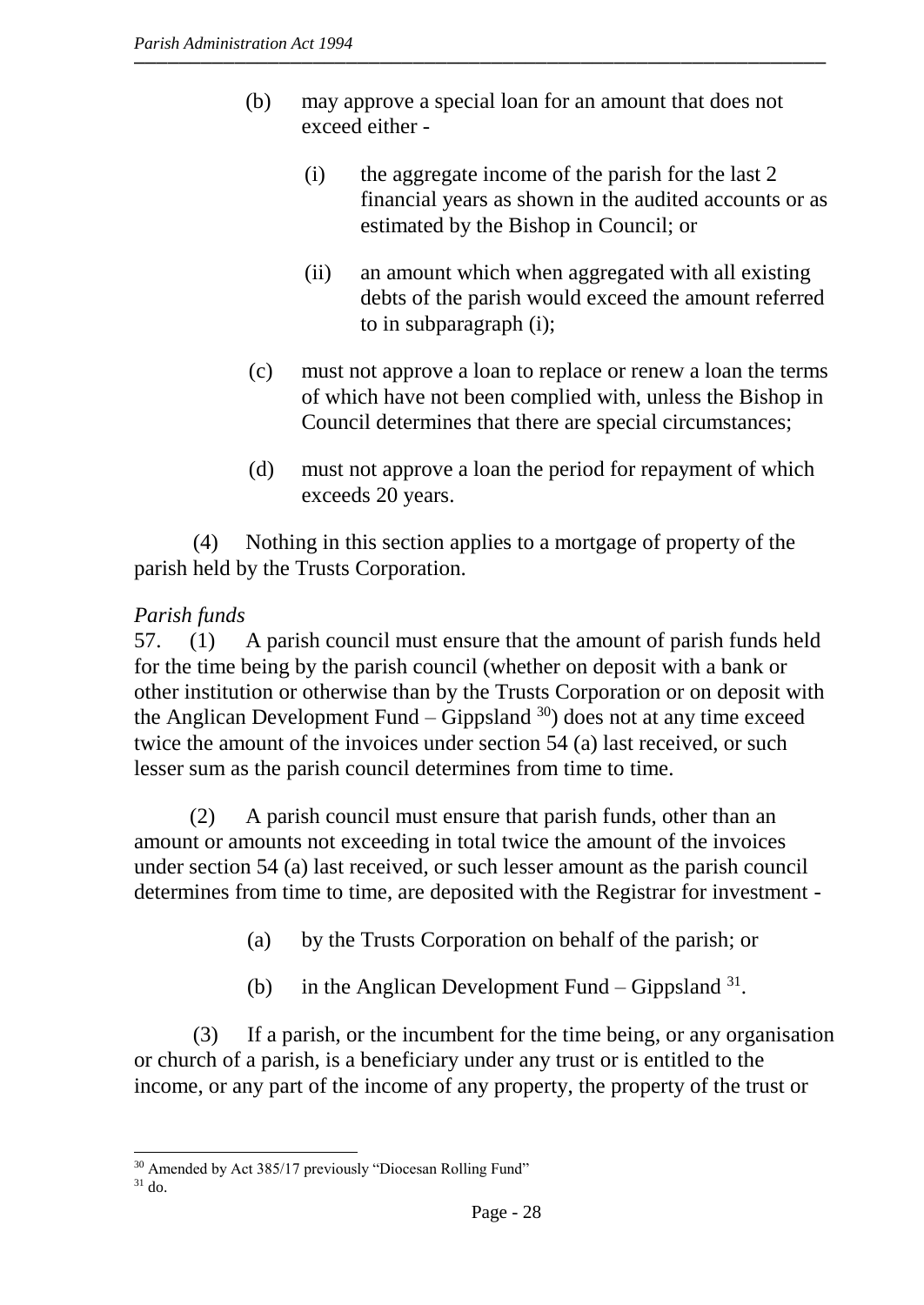(b) may approve a special loan for an amount that does not exceed either -

(i) the aggregate income of the parish for the last 2 financial years as shown in the audited accounts or as estimated by the Bishop in Council; or

(ii) an amount which when aggregated with all existing debts of the parish would exceed the amount referred to in subparagraph (i);

(c) must not approve a loan to replace or renew a loan the terms of which have not been complied with, unless the Bishop in Council determines that there are special circumstances;

(d) must not approve a loan the period for repayment of which exceeds 20 years.

(4) Nothing in this section applies to a mortgage of property of the parish held by the Trusts Corporation.

*Parish funds*

57. (1) A parish council must ensure that the amount of parish funds held for the time being by the parish council (whether on deposit with a bank or other institution or otherwise than by the Trusts Corporation or on deposit with the Anglican Development Fund – Gippsland [30]) does not at any time exceed twice the amount of the invoices under section 54 (a) last received, or such lesser sum as the parish council determines from time to time.

(2) A parish council must ensure that parish funds, other than an amount or amounts not exceeding in total twice the amount of the invoices under section 54 (a) last received, or such lesser amount as the parish council determines from time to time, are deposited with the Registrar for investment -

(a) by the Trusts Corporation on behalf of the parish; or

(b) in the Anglican Development Fund – Gippsland [31].

(3) If a parish, or the incumbent for the time being, or any organisation or church of a parish, is a beneficiary under any trust or is entitled to the income, or any part of the income of any property, the property of the trust or

---

[30] Amended by Act 385/17 previously "Diocesan Rolling Fund"

[31] do.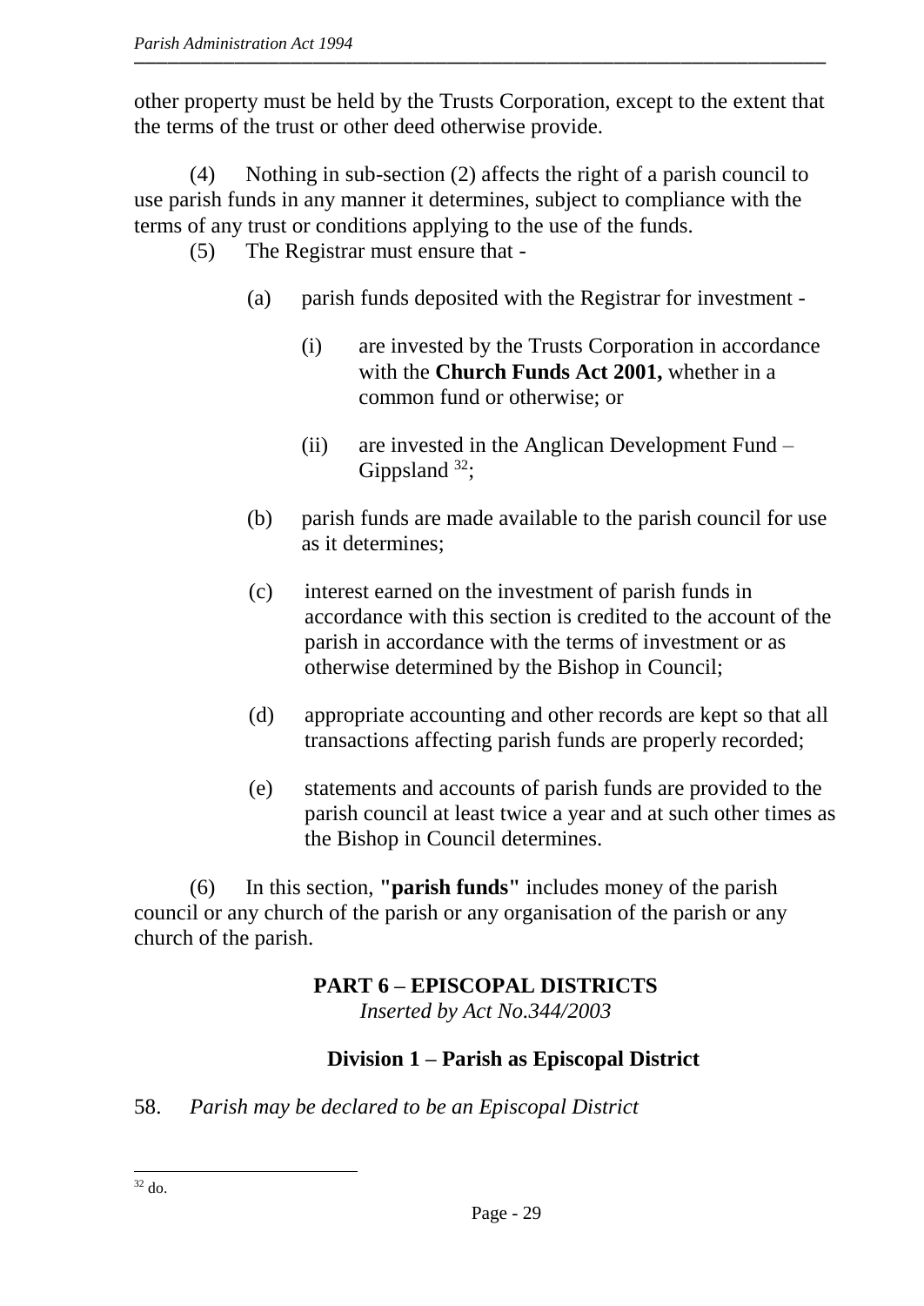other property must be held by the Trusts Corporation, except to the extent that the terms of the trust or other deed otherwise provide.

(4) Nothing in sub-section (2) affects the right of a parish council to use parish funds in any manner it determines, subject to compliance with the terms of any trust or conditions applying to the use of the funds.

(5) The Registrar must ensure that -

(a) parish funds deposited with the Registrar for investment -

(i) are invested by the Trusts Corporation in accordance with the **Church Funds Act 2001,** whether in a common fund or otherwise; or

(ii) are invested in the Anglican Development Fund – Gippsland [32];

(b) parish funds are made available to the parish council for use as it determines;

(c) interest earned on the investment of parish funds in accordance with this section is credited to the account of the parish in accordance with the terms of investment or as otherwise determined by the Bishop in Council;

(d) appropriate accounting and other records are kept so that all transactions affecting parish funds are properly recorded;

(e) statements and accounts of parish funds are provided to the parish council at least twice a year and at such other times as the Bishop in Council determines.

(6) In this section, **"parish funds"** includes money of the parish council or any church of the parish or any organisation of the parish or any church of the parish.

## PART 6 – EPISCOPAL DISTRICTS

*Inserted by Act No.344/2003*

### Division 1 – Parish as Episcopal District

58. *Parish may be declared to be an Episcopal District*

[32] do.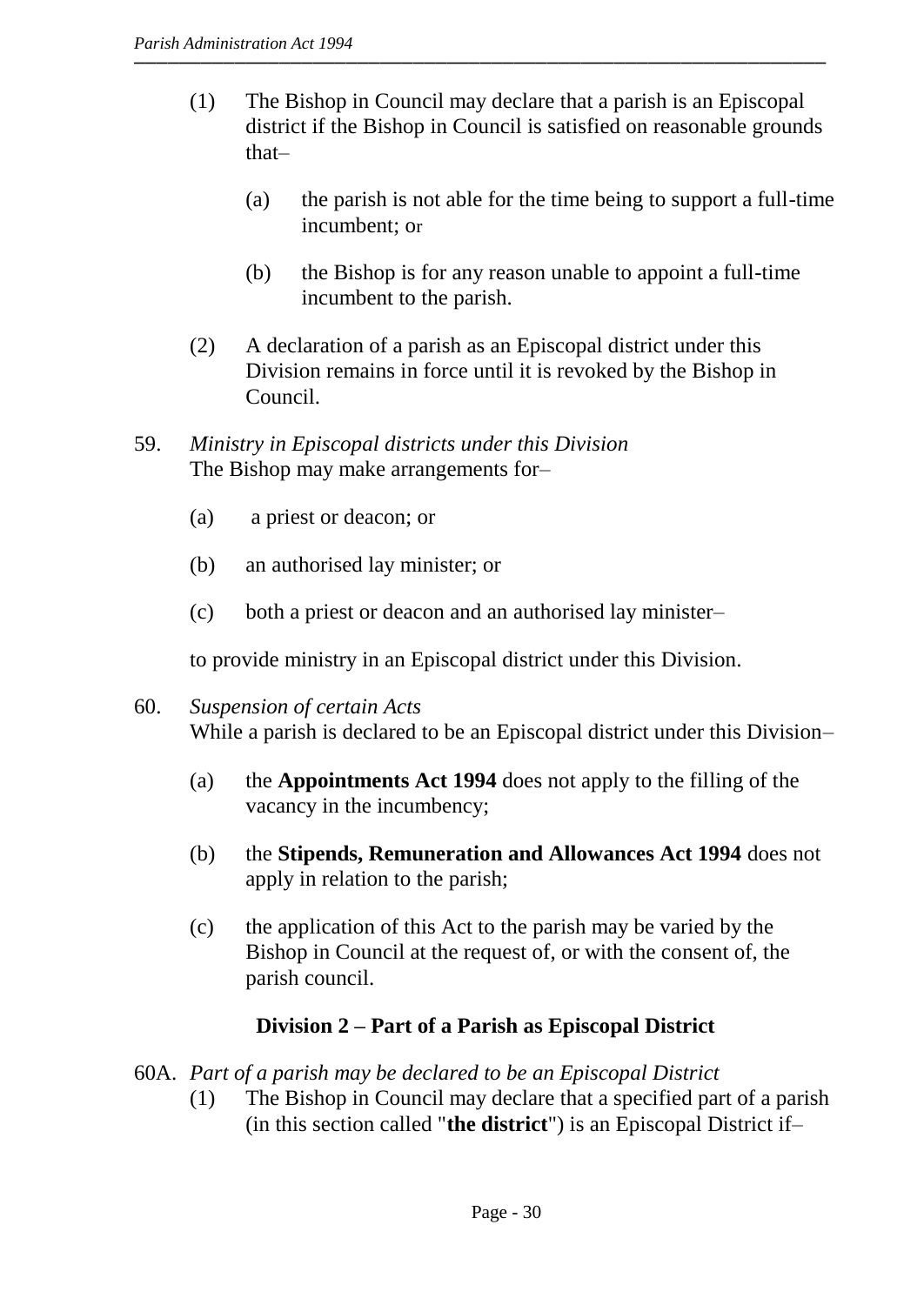(1) The Bishop in Council may declare that a parish is an Episcopal district if the Bishop in Council is satisfied on reasonable grounds that–

   (a) the parish is not able for the time being to support a full-time incumbent; or

   (b) the Bishop is for any reason unable to appoint a full-time incumbent to the parish.

(2) A declaration of a parish as an Episcopal district under this Division remains in force until it is revoked by the Bishop in Council.

59. *Ministry in Episcopal districts under this Division*
The Bishop may make arrangements for–

   (a) a priest or deacon; or

   (b) an authorised lay minister; or

   (c) both a priest or deacon and an authorised lay minister–

to provide ministry in an Episcopal district under this Division.

60. *Suspension of certain Acts*
While a parish is declared to be an Episcopal district under this Division–

   (a) the **Appointments Act 1994** does not apply to the filling of the vacancy in the incumbency;

   (b) the **Stipends, Remuneration and Allowances Act 1994** does not apply in relation to the parish;

   (c) the application of this Act to the parish may be varied by the Bishop in Council at the request of, or with the consent of, the parish council.

### Division 2 – Part of a Parish as Episcopal District

60A. *Part of a parish may be declared to be an Episcopal District*

(1) The Bishop in Council may declare that a specified part of a parish (in this section called "**the district**") is an Episcopal District if–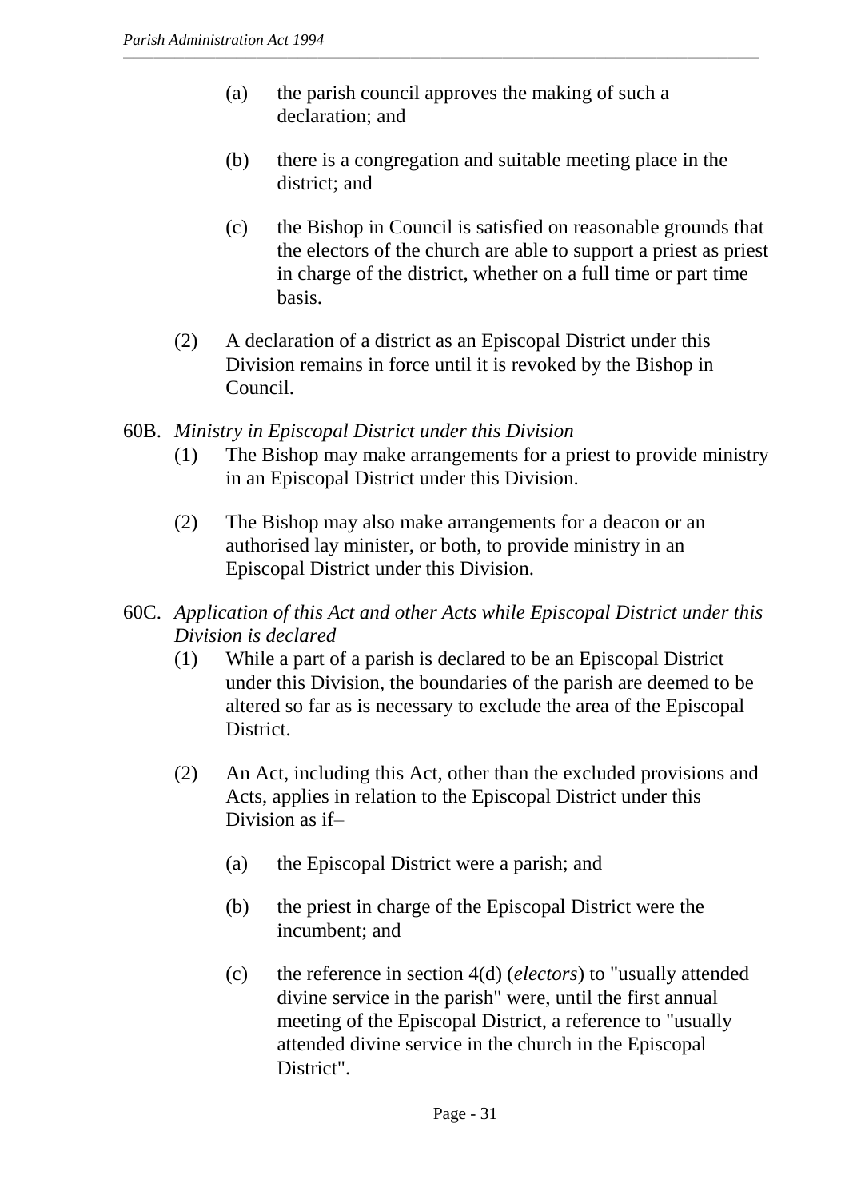(a) the parish council approves the making of such a declaration; and

(b) there is a congregation and suitable meeting place in the district; and

(c) the Bishop in Council is satisfied on reasonable grounds that the electors of the church are able to support a priest as priest in charge of the district, whether on a full time or part time basis.

(2) A declaration of a district as an Episcopal District under this Division remains in force until it is revoked by the Bishop in Council.

60B. *Ministry in Episcopal District under this Division*

(1) The Bishop may make arrangements for a priest to provide ministry in an Episcopal District under this Division.

(2) The Bishop may also make arrangements for a deacon or an authorised lay minister, or both, to provide ministry in an Episcopal District under this Division.

60C. *Application of this Act and other Acts while Episcopal District under this Division is declared*

(1) While a part of a parish is declared to be an Episcopal District under this Division, the boundaries of the parish are deemed to be altered so far as is necessary to exclude the area of the Episcopal District.

(2) An Act, including this Act, other than the excluded provisions and Acts, applies in relation to the Episcopal District under this Division as if–

(a) the Episcopal District were a parish; and

(b) the priest in charge of the Episcopal District were the incumbent; and

(c) the reference in section 4(d) (*electors*) to "usually attended divine service in the parish" were, until the first annual meeting of the Episcopal District, a reference to "usually attended divine service in the church in the Episcopal District".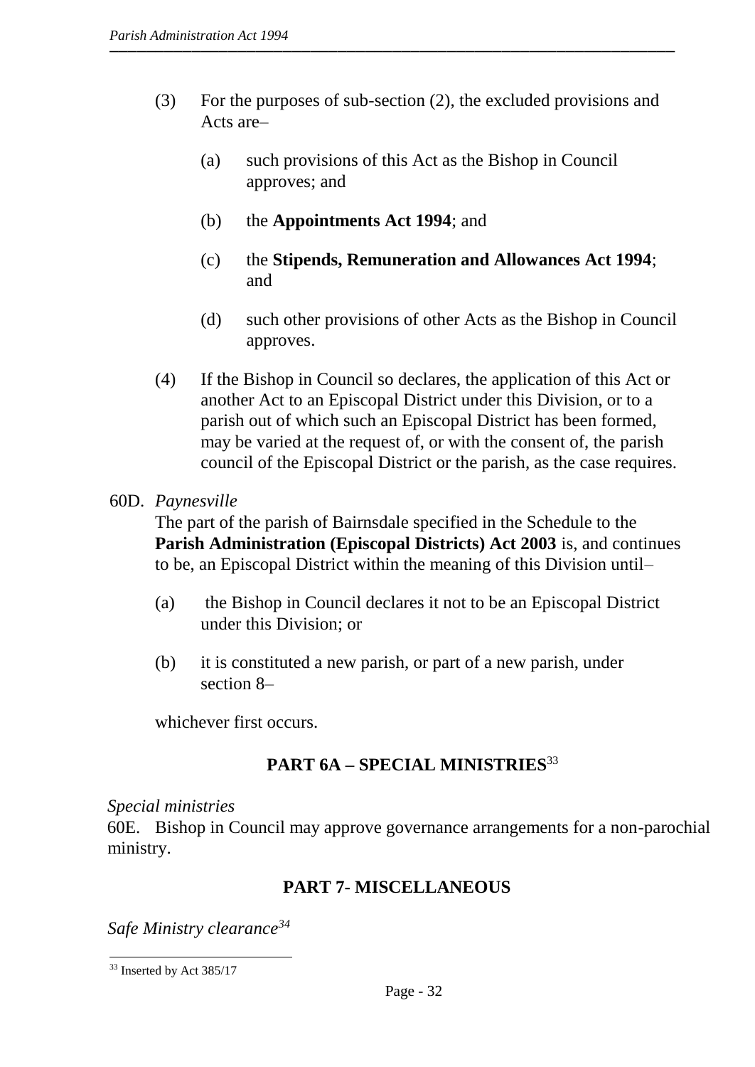(3) For the purposes of sub-section (2), the excluded provisions and Acts are–

(a) such provisions of this Act as the Bishop in Council approves; and

(b) the **Appointments Act 1994**; and

(c) the **Stipends, Remuneration and Allowances Act 1994**; and

(d) such other provisions of other Acts as the Bishop in Council approves.

(4) If the Bishop in Council so declares, the application of this Act or another Act to an Episcopal District under this Division, or to a parish out of which such an Episcopal District has been formed, may be varied at the request of, or with the consent of, the parish council of the Episcopal District or the parish, as the case requires.

60D. *Paynesville*

The part of the parish of Bairnsdale specified in the Schedule to the **Parish Administration (Episcopal Districts) Act 2003** is, and continues to be, an Episcopal District within the meaning of this Division until–

(a) the Bishop in Council declares it not to be an Episcopal District under this Division; or

(b) it is constituted a new parish, or part of a new parish, under section 8–

whichever first occurs.

## PART 6A – SPECIAL MINISTRIES[33]

*Special ministries*

60E. Bishop in Council may approve governance arrangements for a non-parochial ministry.

## PART 7- MISCELLANEOUS

*Safe Ministry clearance[34]*

---

[33] Inserted by Act 385/17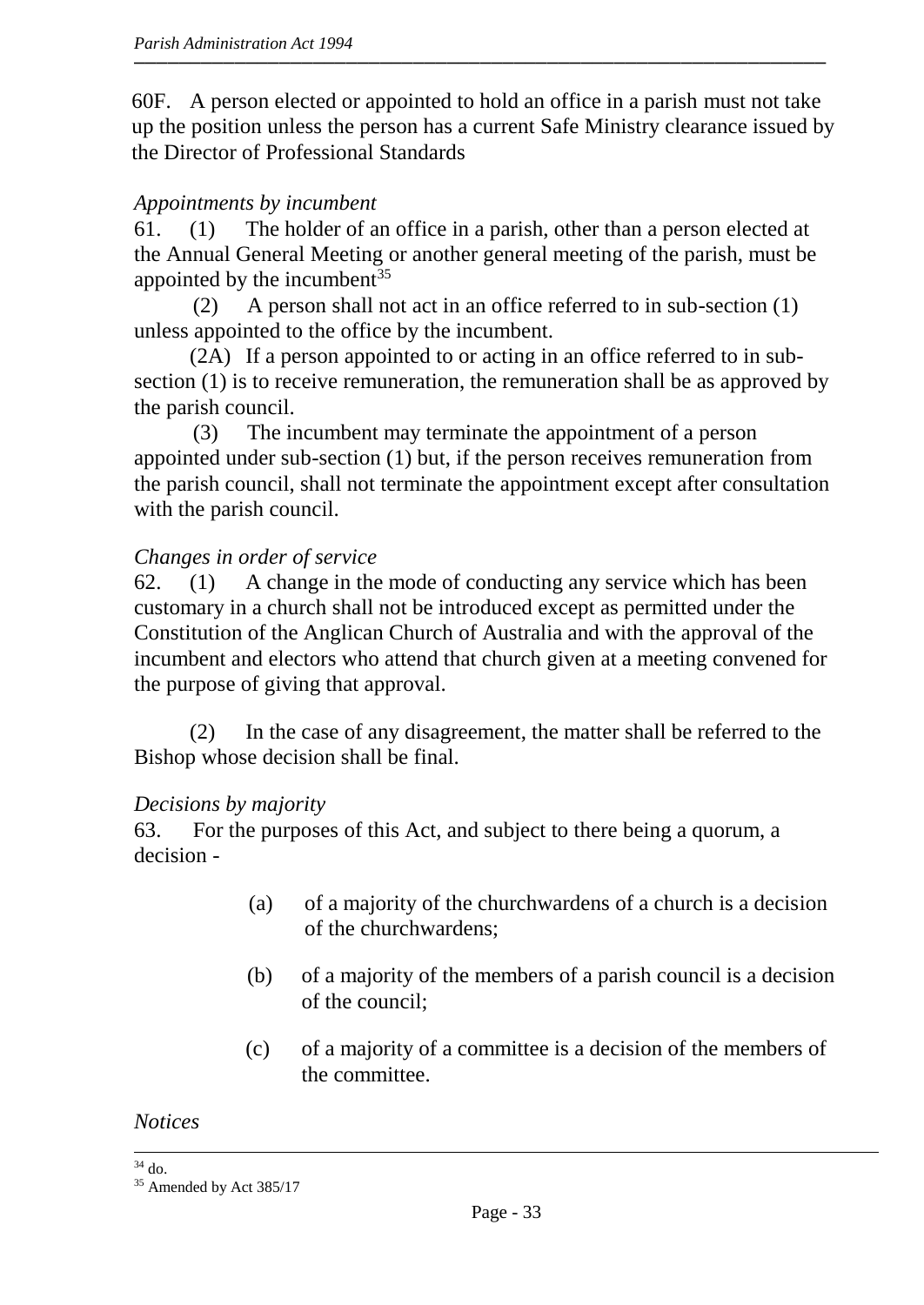60F. A person elected or appointed to hold an office in a parish must not take up the position unless the person has a current Safe Ministry clearance issued by the Director of Professional Standards

*Appointments by incumbent*

61. (1) The holder of an office in a parish, other than a person elected at the Annual General Meeting or another general meeting of the parish, must be appointed by the incumbent[35]

(2) A person shall not act in an office referred to in sub-section (1) unless appointed to the office by the incumbent.

(2A) If a person appointed to or acting in an office referred to in sub-section (1) is to receive remuneration, the remuneration shall be as approved by the parish council.

(3) The incumbent may terminate the appointment of a person appointed under sub-section (1) but, if the person receives remuneration from the parish council, shall not terminate the appointment except after consultation with the parish council.

*Changes in order of service*

62. (1) A change in the mode of conducting any service which has been customary in a church shall not be introduced except as permitted under the Constitution of the Anglican Church of Australia and with the approval of the incumbent and electors who attend that church given at a meeting convened for the purpose of giving that approval.

(2) In the case of any disagreement, the matter shall be referred to the Bishop whose decision shall be final.

*Decisions by majority*

63. For the purposes of this Act, and subject to there being a quorum, a decision -

(a) of a majority of the churchwardens of a church is a decision of the churchwardens;

(b) of a majority of the members of a parish council is a decision of the council;

(c) of a majority of a committee is a decision of the members of the committee.

*Notices*

---

[34] do.

[35] Amended by Act 385/17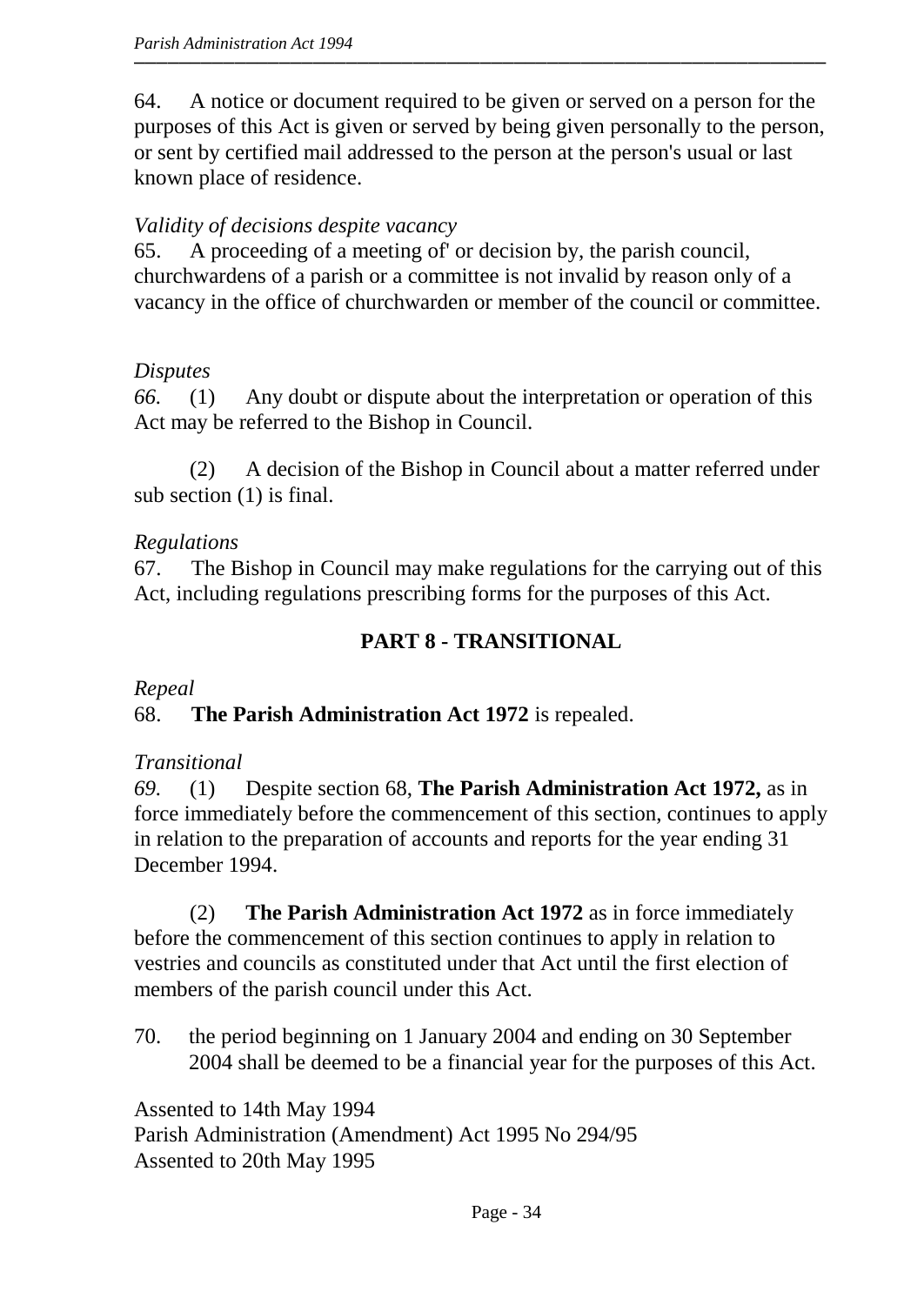64. A notice or document required to be given or served on a person for the purposes of this Act is given or served by being given personally to the person, or sent by certified mail addressed to the person at the person's usual or last known place of residence.

*Validity of decisions despite vacancy*

65. A proceeding of a meeting of' or decision by, the parish council, churchwardens of a parish or a committee is not invalid by reason only of a vacancy in the office of churchwarden or member of the council or committee.

*Disputes*

*66.* (1) Any doubt or dispute about the interpretation or operation of this Act may be referred to the Bishop in Council.

(2) A decision of the Bishop in Council about a matter referred under sub section (1) is final.

*Regulations*

67. The Bishop in Council may make regulations for the carrying out of this Act, including regulations prescribing forms for the purposes of this Act.

## PART 8 - TRANSITIONAL

*Repeal*

68. **The Parish Administration Act 1972** is repealed.

*Transitional*

*69.* (1) Despite section 68, **The Parish Administration Act 1972,** as in force immediately before the commencement of this section, continues to apply in relation to the preparation of accounts and reports for the year ending 31 December 1994.

(2) **The Parish Administration Act 1972** as in force immediately before the commencement of this section continues to apply in relation to vestries and councils as constituted under that Act until the first election of members of the parish council under this Act.

70. the period beginning on 1 January 2004 and ending on 30 September 2004 shall be deemed to be a financial year for the purposes of this Act.

Assented to 14th May 1994
Parish Administration (Amendment) Act 1995 No 294/95
Assented to 20th May 1995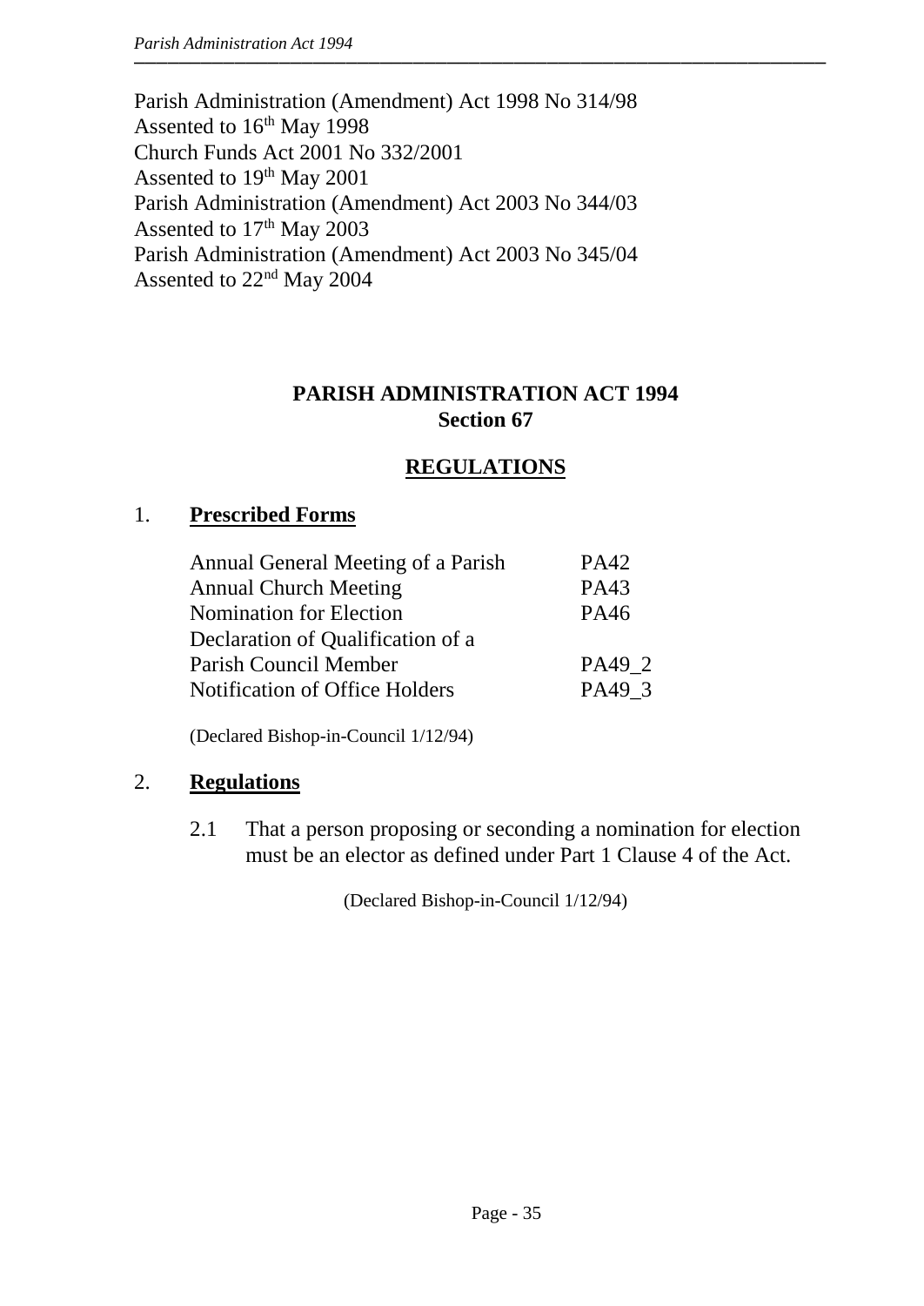Parish Administration (Amendment) Act 1998 No 314/98
Assented to 16th May 1998
Church Funds Act 2001 No 332/2001
Assented to 19th May 2001
Parish Administration (Amendment) Act 2003 No 344/03
Assented to 17th May 2003
Parish Administration (Amendment) Act 2003 No 345/04
Assented to 22nd May 2004

## PARISH ADMINISTRATION ACT 1994
### Section 67

### REGULATIONS

1. **Prescribed Forms**

| | |
|---|---|
| Annual General Meeting of a Parish | PA42 |
| Annual Church Meeting | PA43 |
| Nomination for Election | PA46 |
| Declaration of Qualification of a Parish Council Member | PA49_2 |
| Notification of Office Holders | PA49_3 |

(Declared Bishop-in-Council 1/12/94)

2. **Regulations**

2.1 That a person proposing or seconding a nomination for election must be an elector as defined under Part 1 Clause 4 of the Act.

(Declared Bishop-in-Council 1/12/94)